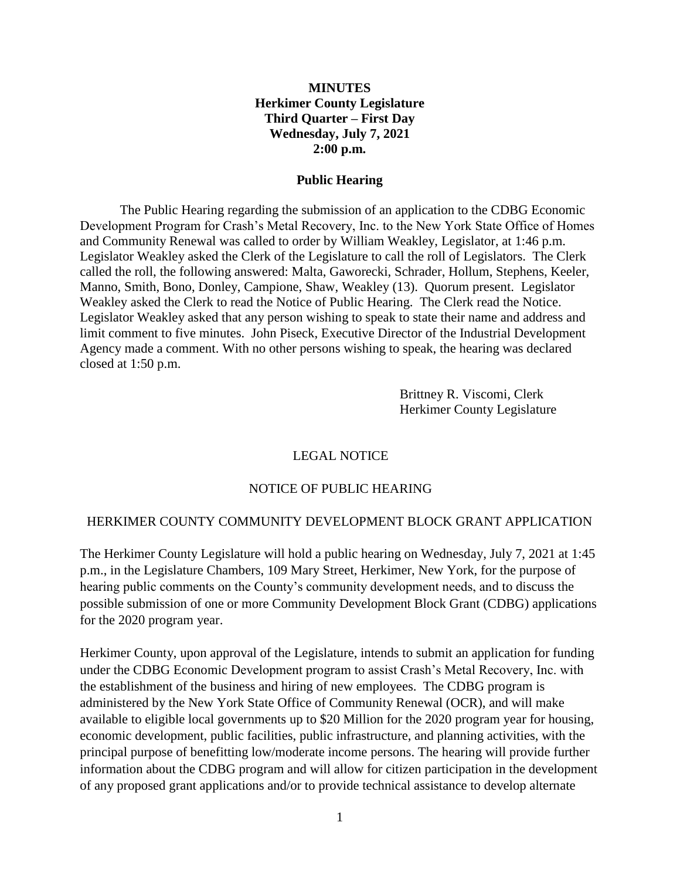**MINUTES**
**Herkimer County Legislature**
**Third Quarter – First Day**
**Wednesday, July 7, 2021**
**2:00 p.m.**

**Public Hearing**

The Public Hearing regarding the submission of an application to the CDBG Economic Development Program for Crash's Metal Recovery, Inc. to the New York State Office of Homes and Community Renewal was called to order by William Weakley, Legislator, at 1:46 p.m. Legislator Weakley asked the Clerk of the Legislature to call the roll of Legislators. The Clerk called the roll, the following answered: Malta, Gaworecki, Schrader, Hollum, Stephens, Keeler, Manno, Smith, Bono, Donley, Campione, Shaw, Weakley (13). Quorum present. Legislator Weakley asked the Clerk to read the Notice of Public Hearing. The Clerk read the Notice. Legislator Weakley asked that any person wishing to speak to state their name and address and limit comment to five minutes. John Piseck, Executive Director of the Industrial Development Agency made a comment. With no other persons wishing to speak, the hearing was declared closed at 1:50 p.m.

Brittney R. Viscomi, Clerk
Herkimer County Legislature

LEGAL NOTICE

NOTICE OF PUBLIC HEARING

HERKIMER COUNTY COMMUNITY DEVELOPMENT BLOCK GRANT APPLICATION

The Herkimer County Legislature will hold a public hearing on Wednesday, July 7, 2021 at 1:45 p.m., in the Legislature Chambers, 109 Mary Street, Herkimer, New York, for the purpose of hearing public comments on the County's community development needs, and to discuss the possible submission of one or more Community Development Block Grant (CDBG) applications for the 2020 program year.

Herkimer County, upon approval of the Legislature, intends to submit an application for funding under the CDBG Economic Development program to assist Crash's Metal Recovery, Inc. with the establishment of the business and hiring of new employees. The CDBG program is administered by the New York State Office of Community Renewal (OCR), and will make available to eligible local governments up to $20 Million for the 2020 program year for housing, economic development, public facilities, public infrastructure, and planning activities, with the principal purpose of benefitting low/moderate income persons. The hearing will provide further information about the CDBG program and will allow for citizen participation in the development of any proposed grant applications and/or to provide technical assistance to develop alternate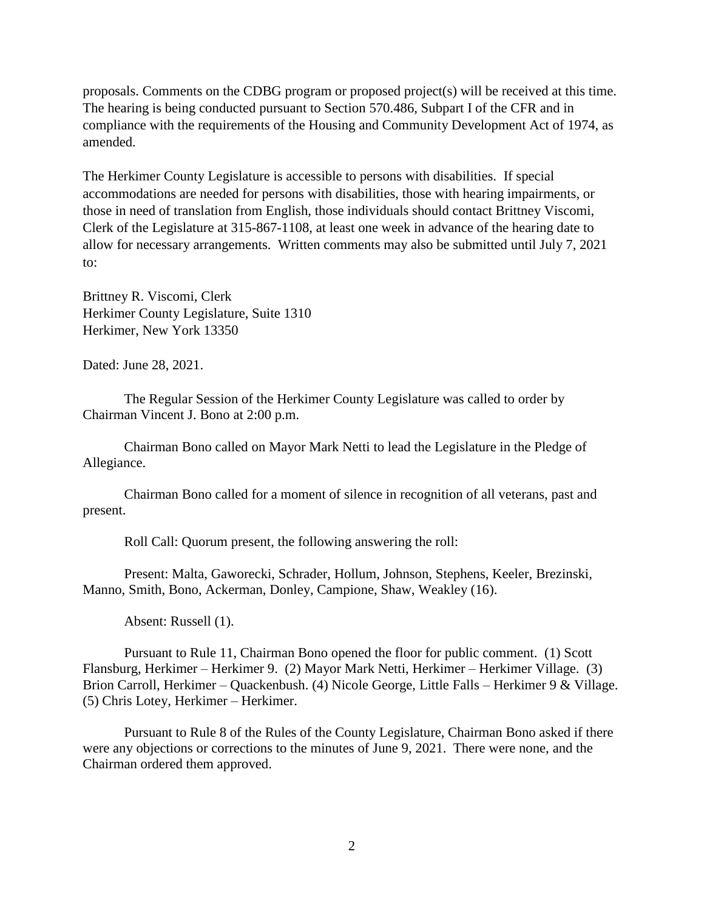proposals. Comments on the CDBG program or proposed project(s) will be received at this time. The hearing is being conducted pursuant to Section 570.486, Subpart I of the CFR and in compliance with the requirements of the Housing and Community Development Act of 1974, as amended.

The Herkimer County Legislature is accessible to persons with disabilities. If special accommodations are needed for persons with disabilities, those with hearing impairments, or those in need of translation from English, those individuals should contact Brittney Viscomi, Clerk of the Legislature at 315-867-1108, at least one week in advance of the hearing date to allow for necessary arrangements. Written comments may also be submitted until July 7, 2021 to:

Brittney R. Viscomi, Clerk
Herkimer County Legislature, Suite 1310
Herkimer, New York 13350

Dated: June 28, 2021.

The Regular Session of the Herkimer County Legislature was called to order by Chairman Vincent J. Bono at 2:00 p.m.

Chairman Bono called on Mayor Mark Netti to lead the Legislature in the Pledge of Allegiance.

Chairman Bono called for a moment of silence in recognition of all veterans, past and present.

Roll Call: Quorum present, the following answering the roll:

Present: Malta, Gaworecki, Schrader, Hollum, Johnson, Stephens, Keeler, Brezinski, Manno, Smith, Bono, Ackerman, Donley, Campione, Shaw, Weakley (16).

Absent: Russell (1).

Pursuant to Rule 11, Chairman Bono opened the floor for public comment. (1) Scott Flansburg, Herkimer – Herkimer 9. (2) Mayor Mark Netti, Herkimer – Herkimer Village. (3) Brion Carroll, Herkimer – Quackenbush. (4) Nicole George, Little Falls – Herkimer 9 & Village. (5) Chris Lotey, Herkimer – Herkimer.

Pursuant to Rule 8 of the Rules of the County Legislature, Chairman Bono asked if there were any objections or corrections to the minutes of June 9, 2021. There were none, and the Chairman ordered them approved.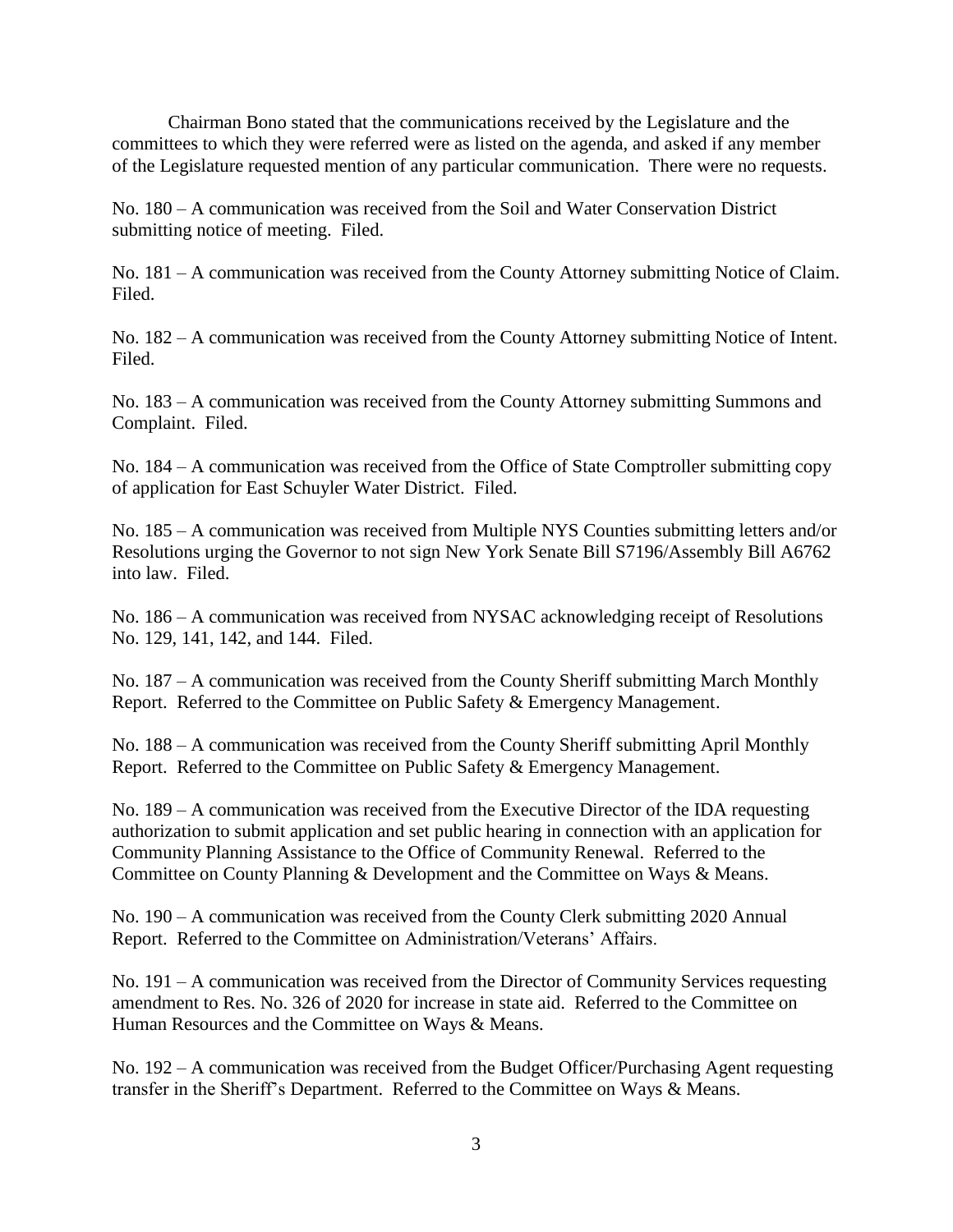Chairman Bono stated that the communications received by the Legislature and the committees to which they were referred were as listed on the agenda, and asked if any member of the Legislature requested mention of any particular communication. There were no requests.

No. 180 – A communication was received from the Soil and Water Conservation District submitting notice of meeting. Filed.

No. 181 – A communication was received from the County Attorney submitting Notice of Claim. Filed.

No. 182 – A communication was received from the County Attorney submitting Notice of Intent. Filed.

No. 183 – A communication was received from the County Attorney submitting Summons and Complaint. Filed.

No. 184 – A communication was received from the Office of State Comptroller submitting copy of application for East Schuyler Water District. Filed.

No. 185 – A communication was received from Multiple NYS Counties submitting letters and/or Resolutions urging the Governor to not sign New York Senate Bill S7196/Assembly Bill A6762 into law. Filed.

No. 186 – A communication was received from NYSAC acknowledging receipt of Resolutions No. 129, 141, 142, and 144. Filed.

No. 187 – A communication was received from the County Sheriff submitting March Monthly Report. Referred to the Committee on Public Safety & Emergency Management.

No. 188 – A communication was received from the County Sheriff submitting April Monthly Report. Referred to the Committee on Public Safety & Emergency Management.

No. 189 – A communication was received from the Executive Director of the IDA requesting authorization to submit application and set public hearing in connection with an application for Community Planning Assistance to the Office of Community Renewal. Referred to the Committee on County Planning & Development and the Committee on Ways & Means.

No. 190 – A communication was received from the County Clerk submitting 2020 Annual Report. Referred to the Committee on Administration/Veterans' Affairs.

No. 191 – A communication was received from the Director of Community Services requesting amendment to Res. No. 326 of 2020 for increase in state aid. Referred to the Committee on Human Resources and the Committee on Ways & Means.

No. 192 – A communication was received from the Budget Officer/Purchasing Agent requesting transfer in the Sheriff's Department. Referred to the Committee on Ways & Means.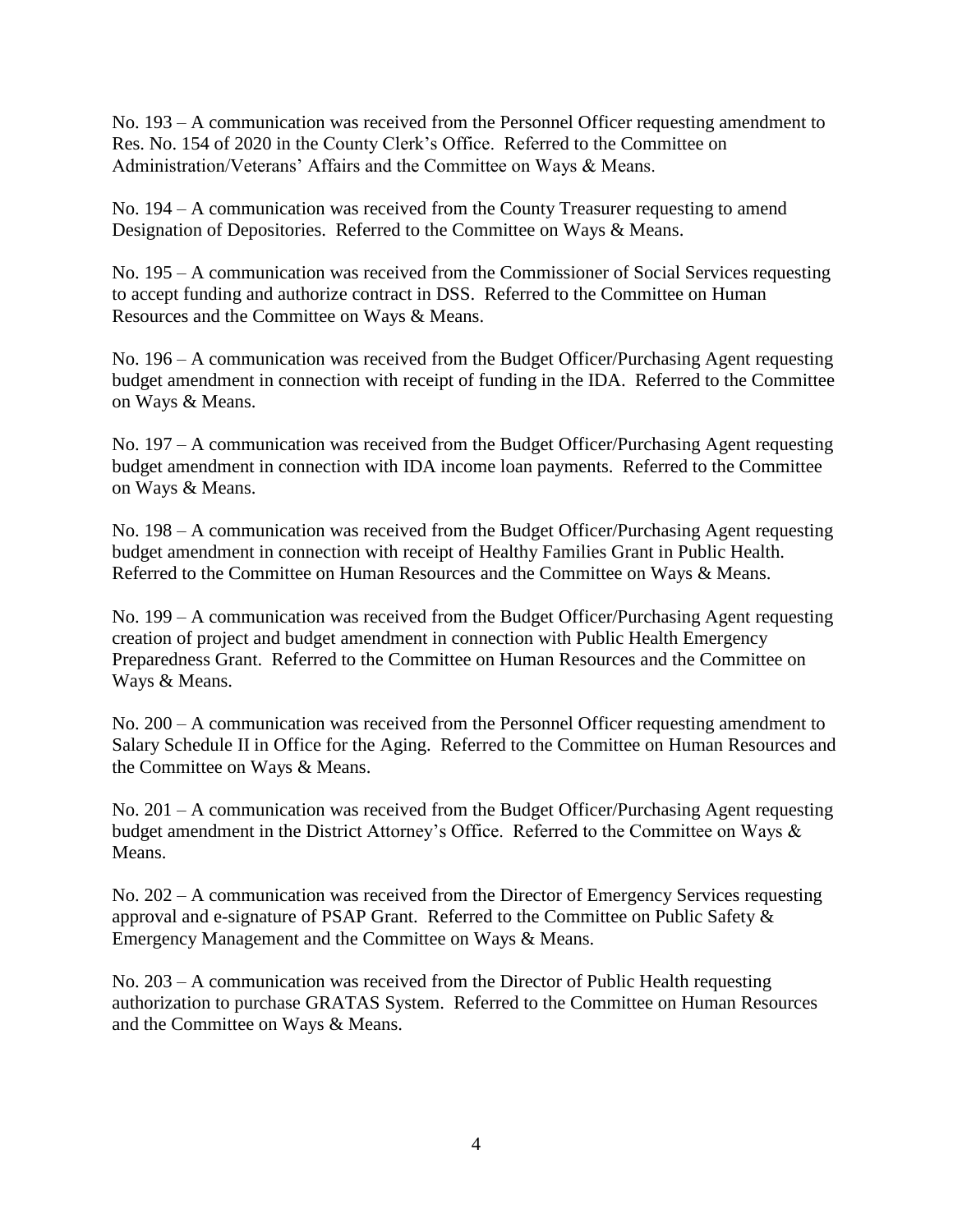No. 193 – A communication was received from the Personnel Officer requesting amendment to Res. No. 154 of 2020 in the County Clerk's Office. Referred to the Committee on Administration/Veterans' Affairs and the Committee on Ways & Means.

No. 194 – A communication was received from the County Treasurer requesting to amend Designation of Depositories. Referred to the Committee on Ways & Means.

No. 195 – A communication was received from the Commissioner of Social Services requesting to accept funding and authorize contract in DSS. Referred to the Committee on Human Resources and the Committee on Ways & Means.

No. 196 – A communication was received from the Budget Officer/Purchasing Agent requesting budget amendment in connection with receipt of funding in the IDA. Referred to the Committee on Ways & Means.

No. 197 – A communication was received from the Budget Officer/Purchasing Agent requesting budget amendment in connection with IDA income loan payments. Referred to the Committee on Ways & Means.

No. 198 – A communication was received from the Budget Officer/Purchasing Agent requesting budget amendment in connection with receipt of Healthy Families Grant in Public Health. Referred to the Committee on Human Resources and the Committee on Ways & Means.

No. 199 – A communication was received from the Budget Officer/Purchasing Agent requesting creation of project and budget amendment in connection with Public Health Emergency Preparedness Grant. Referred to the Committee on Human Resources and the Committee on Ways & Means.

No. 200 – A communication was received from the Personnel Officer requesting amendment to Salary Schedule II in Office for the Aging. Referred to the Committee on Human Resources and the Committee on Ways & Means.

No. 201 – A communication was received from the Budget Officer/Purchasing Agent requesting budget amendment in the District Attorney's Office. Referred to the Committee on Ways & Means.

No. 202 – A communication was received from the Director of Emergency Services requesting approval and e-signature of PSAP Grant. Referred to the Committee on Public Safety & Emergency Management and the Committee on Ways & Means.

No. 203 – A communication was received from the Director of Public Health requesting authorization to purchase GRATAS System. Referred to the Committee on Human Resources and the Committee on Ways & Means.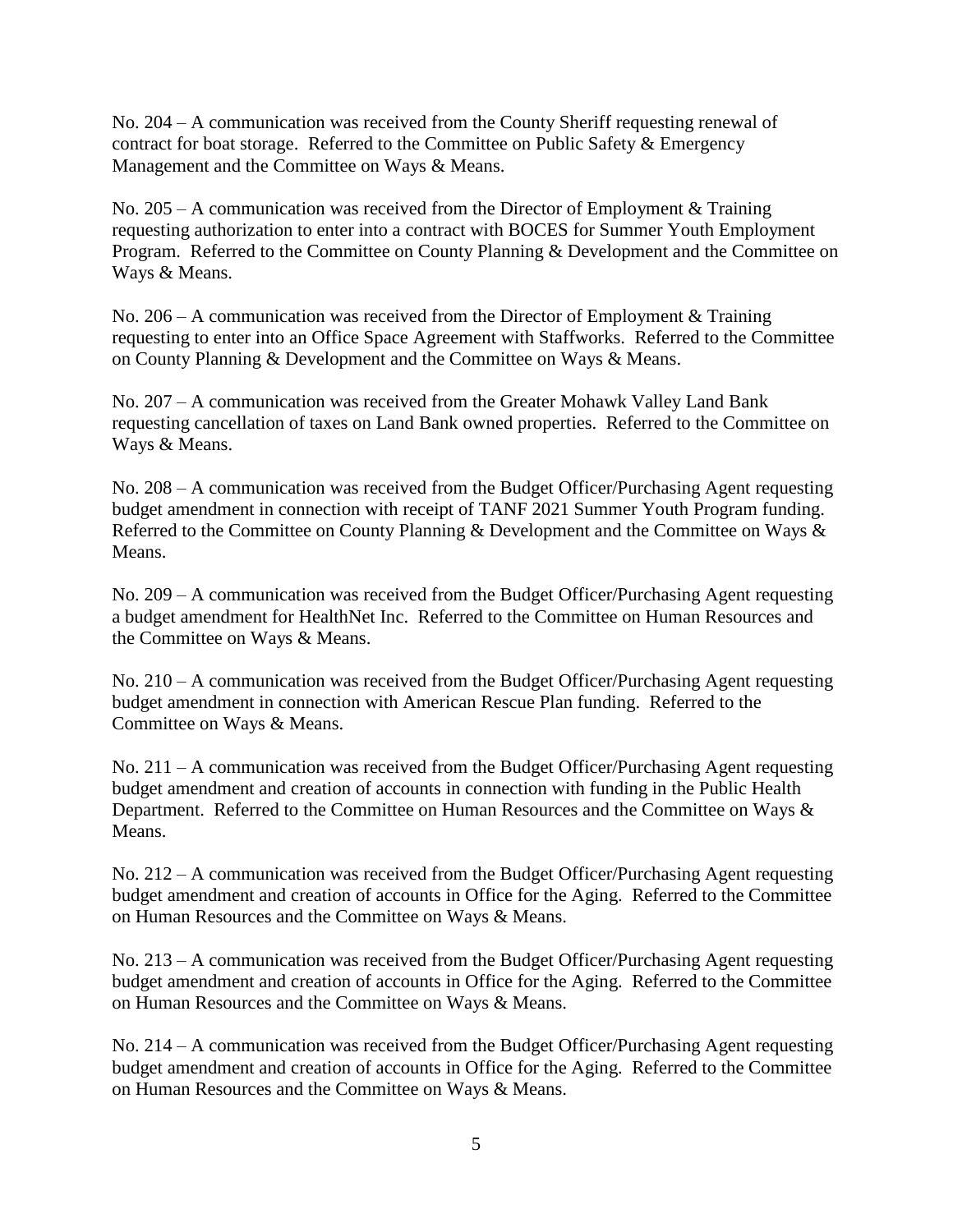No. 204 – A communication was received from the County Sheriff requesting renewal of contract for boat storage. Referred to the Committee on Public Safety & Emergency Management and the Committee on Ways & Means.

No. 205 – A communication was received from the Director of Employment & Training requesting authorization to enter into a contract with BOCES for Summer Youth Employment Program. Referred to the Committee on County Planning & Development and the Committee on Ways & Means.

No. 206 – A communication was received from the Director of Employment & Training requesting to enter into an Office Space Agreement with Staffworks. Referred to the Committee on County Planning & Development and the Committee on Ways & Means.

No. 207 – A communication was received from the Greater Mohawk Valley Land Bank requesting cancellation of taxes on Land Bank owned properties. Referred to the Committee on Ways & Means.

No. 208 – A communication was received from the Budget Officer/Purchasing Agent requesting budget amendment in connection with receipt of TANF 2021 Summer Youth Program funding. Referred to the Committee on County Planning & Development and the Committee on Ways & Means.

No. 209 – A communication was received from the Budget Officer/Purchasing Agent requesting a budget amendment for HealthNet Inc. Referred to the Committee on Human Resources and the Committee on Ways & Means.

No. 210 – A communication was received from the Budget Officer/Purchasing Agent requesting budget amendment in connection with American Rescue Plan funding. Referred to the Committee on Ways & Means.

No. 211 – A communication was received from the Budget Officer/Purchasing Agent requesting budget amendment and creation of accounts in connection with funding in the Public Health Department. Referred to the Committee on Human Resources and the Committee on Ways & Means.

No. 212 – A communication was received from the Budget Officer/Purchasing Agent requesting budget amendment and creation of accounts in Office for the Aging. Referred to the Committee on Human Resources and the Committee on Ways & Means.

No. 213 – A communication was received from the Budget Officer/Purchasing Agent requesting budget amendment and creation of accounts in Office for the Aging. Referred to the Committee on Human Resources and the Committee on Ways & Means.

No. 214 – A communication was received from the Budget Officer/Purchasing Agent requesting budget amendment and creation of accounts in Office for the Aging. Referred to the Committee on Human Resources and the Committee on Ways & Means.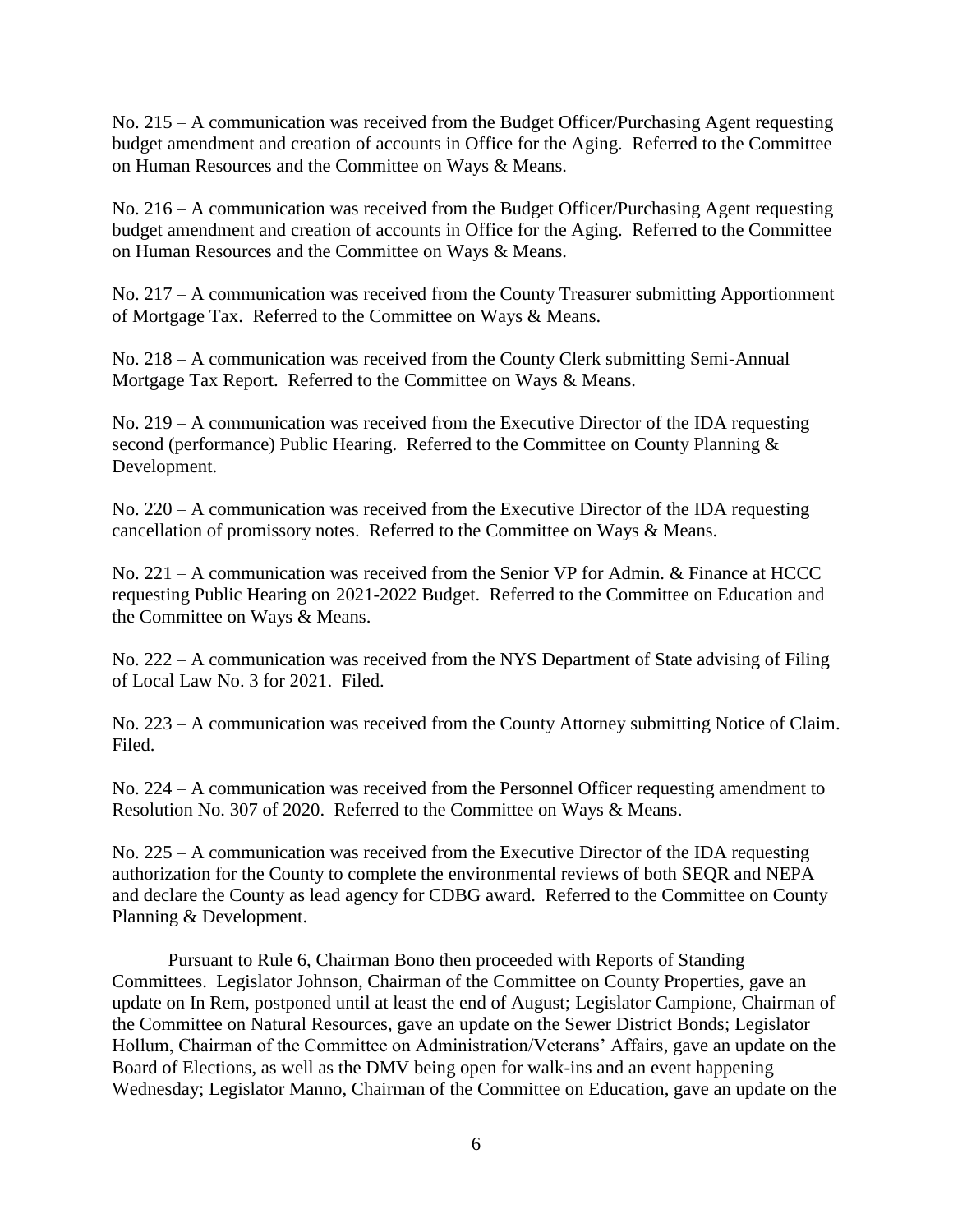No. 215 – A communication was received from the Budget Officer/Purchasing Agent requesting budget amendment and creation of accounts in Office for the Aging. Referred to the Committee on Human Resources and the Committee on Ways & Means.

No. 216 – A communication was received from the Budget Officer/Purchasing Agent requesting budget amendment and creation of accounts in Office for the Aging. Referred to the Committee on Human Resources and the Committee on Ways & Means.

No. 217 – A communication was received from the County Treasurer submitting Apportionment of Mortgage Tax. Referred to the Committee on Ways & Means.

No. 218 – A communication was received from the County Clerk submitting Semi-Annual Mortgage Tax Report. Referred to the Committee on Ways & Means.

No. 219 – A communication was received from the Executive Director of the IDA requesting second (performance) Public Hearing. Referred to the Committee on County Planning & Development.

No. 220 – A communication was received from the Executive Director of the IDA requesting cancellation of promissory notes. Referred to the Committee on Ways & Means.

No. 221 – A communication was received from the Senior VP for Admin. & Finance at HCCC requesting Public Hearing on 2021-2022 Budget. Referred to the Committee on Education and the Committee on Ways & Means.

No. 222 – A communication was received from the NYS Department of State advising of Filing of Local Law No. 3 for 2021. Filed.

No. 223 – A communication was received from the County Attorney submitting Notice of Claim. Filed.

No. 224 – A communication was received from the Personnel Officer requesting amendment to Resolution No. 307 of 2020. Referred to the Committee on Ways & Means.

No. 225 – A communication was received from the Executive Director of the IDA requesting authorization for the County to complete the environmental reviews of both SEQR and NEPA and declare the County as lead agency for CDBG award. Referred to the Committee on County Planning & Development.

Pursuant to Rule 6, Chairman Bono then proceeded with Reports of Standing Committees. Legislator Johnson, Chairman of the Committee on County Properties, gave an update on In Rem, postponed until at least the end of August; Legislator Campione, Chairman of the Committee on Natural Resources, gave an update on the Sewer District Bonds; Legislator Hollum, Chairman of the Committee on Administration/Veterans' Affairs, gave an update on the Board of Elections, as well as the DMV being open for walk-ins and an event happening Wednesday; Legislator Manno, Chairman of the Committee on Education, gave an update on the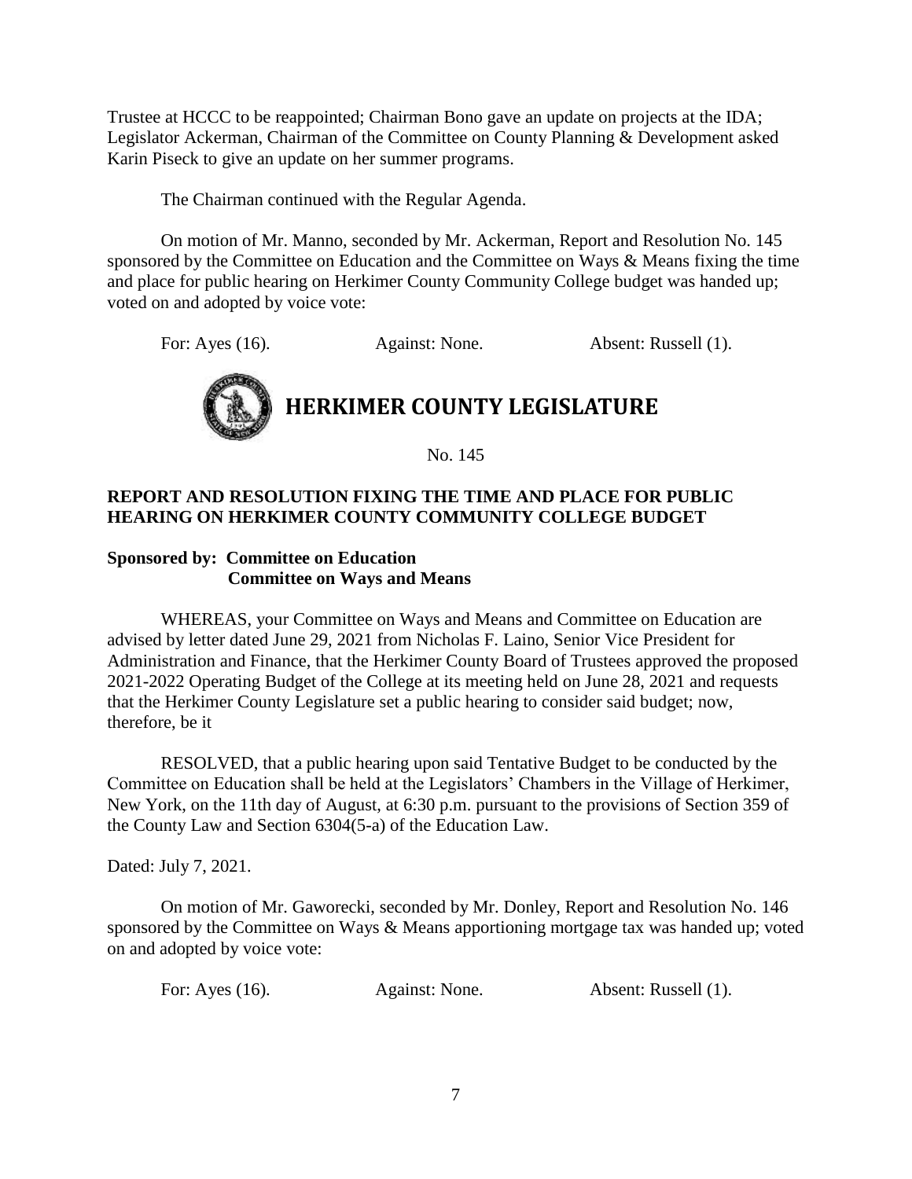Trustee at HCCC to be reappointed; Chairman Bono gave an update on projects at the IDA; Legislator Ackerman, Chairman of the Committee on County Planning & Development asked Karin Piseck to give an update on her summer programs.

The Chairman continued with the Regular Agenda.

On motion of Mr. Manno, seconded by Mr. Ackerman, Report and Resolution No. 145 sponsored by the Committee on Education and the Committee on Ways & Means fixing the time and place for public hearing on Herkimer County Community College budget was handed up; voted on and adopted by voice vote:

For: Ayes (16). Against: None. Absent: Russell (1).

# HERKIMER COUNTY LEGISLATURE

No. 145

**REPORT AND RESOLUTION FIXING THE TIME AND PLACE FOR PUBLIC HEARING ON HERKIMER COUNTY COMMUNITY COLLEGE BUDGET**

**Sponsored by: Committee on Education**
**Committee on Ways and Means**

WHEREAS, your Committee on Ways and Means and Committee on Education are advised by letter dated June 29, 2021 from Nicholas F. Laino, Senior Vice President for Administration and Finance, that the Herkimer County Board of Trustees approved the proposed 2021-2022 Operating Budget of the College at its meeting held on June 28, 2021 and requests that the Herkimer County Legislature set a public hearing to consider said budget; now, therefore, be it

RESOLVED, that a public hearing upon said Tentative Budget to be conducted by the Committee on Education shall be held at the Legislators' Chambers in the Village of Herkimer, New York, on the 11th day of August, at 6:30 p.m. pursuant to the provisions of Section 359 of the County Law and Section 6304(5-a) of the Education Law.

Dated: July 7, 2021.

On motion of Mr. Gaworecki, seconded by Mr. Donley, Report and Resolution No. 146 sponsored by the Committee on Ways & Means apportioning mortgage tax was handed up; voted on and adopted by voice vote:

For: Ayes (16). Against: None. Absent: Russell (1).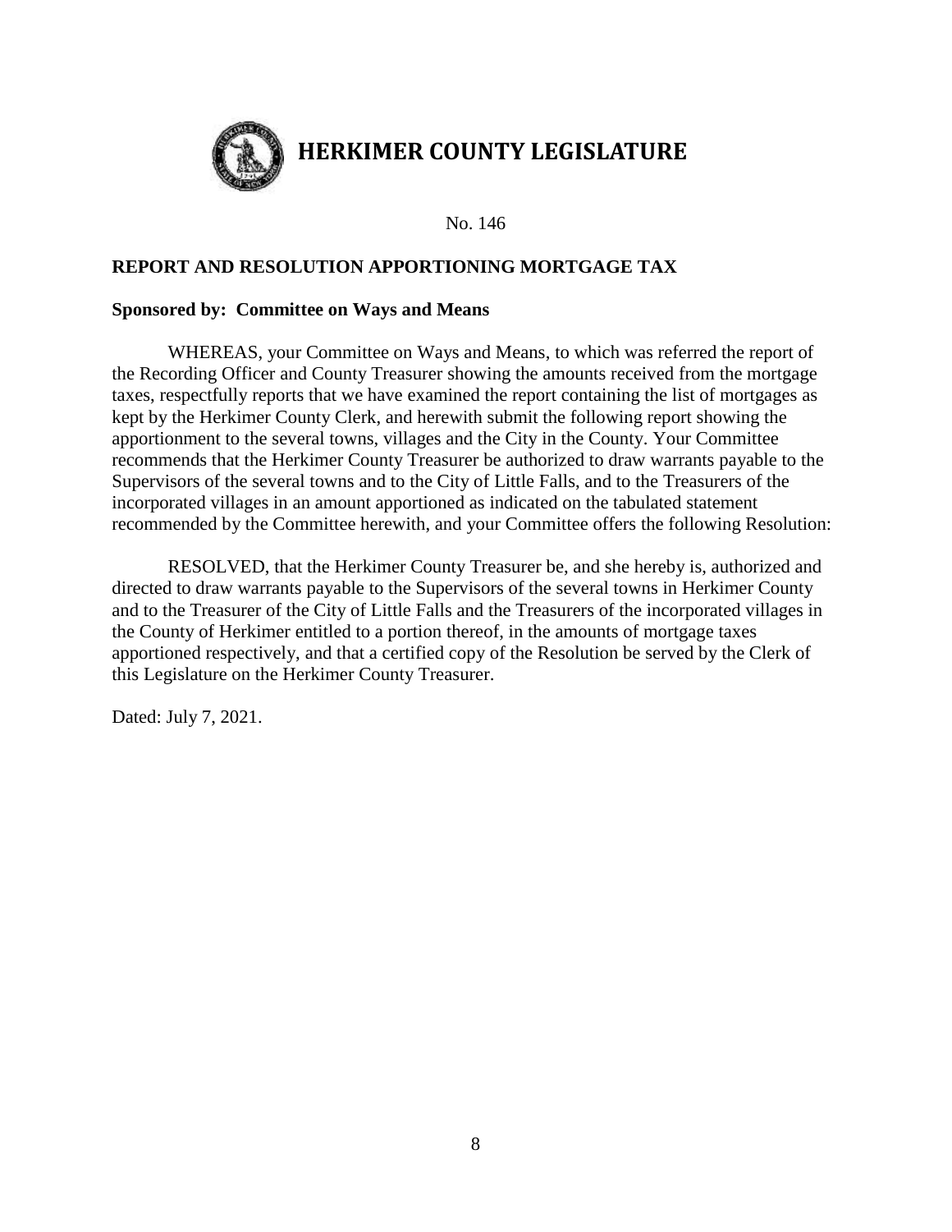# HERKIMER COUNTY LEGISLATURE

No. 146

**REPORT AND RESOLUTION APPORTIONING MORTGAGE TAX**

**Sponsored by: Committee on Ways and Means**

WHEREAS, your Committee on Ways and Means, to which was referred the report of the Recording Officer and County Treasurer showing the amounts received from the mortgage taxes, respectfully reports that we have examined the report containing the list of mortgages as kept by the Herkimer County Clerk, and herewith submit the following report showing the apportionment to the several towns, villages and the City in the County. Your Committee recommends that the Herkimer County Treasurer be authorized to draw warrants payable to the Supervisors of the several towns and to the City of Little Falls, and to the Treasurers of the incorporated villages in an amount apportioned as indicated on the tabulated statement recommended by the Committee herewith, and your Committee offers the following Resolution:

RESOLVED, that the Herkimer County Treasurer be, and she hereby is, authorized and directed to draw warrants payable to the Supervisors of the several towns in Herkimer County and to the Treasurer of the City of Little Falls and the Treasurers of the incorporated villages in the County of Herkimer entitled to a portion thereof, in the amounts of mortgage taxes apportioned respectively, and that a certified copy of the Resolution be served by the Clerk of this Legislature on the Herkimer County Treasurer.

Dated: July 7, 2021.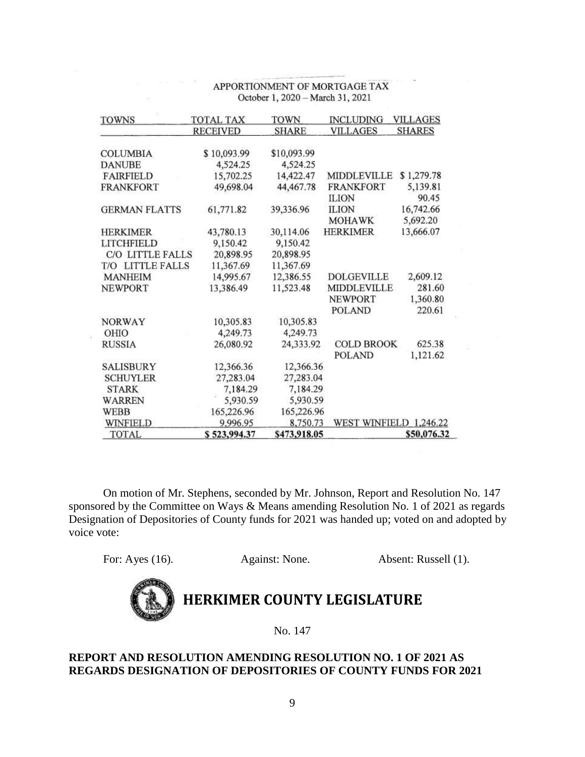APPORTIONMENT OF MORTGAGE TAX
October 1, 2020 – March 31, 2021

| TOWNS | TOTAL TAX RECEIVED | TOWN SHARE | INCLUDING VILLAGES | VILLAGES SHARES |
|---|---|---|---|---|
| COLUMBIA | $ 10,093.99 | $10,093.99 | | |
| DANUBE | 4,524.25 | 4,524.25 | | |
| FAIRFIELD | 15,702.25 | 14,422.47 | MIDDLEVILLE | $ 1,279.78 |
| FRANKFORT | 49,698.04 | 44,467.78 | FRANKFORT | 5,139.81 |
| | | | ILION | 90.45 |
| GERMAN FLATTS | 61,771.82 | 39,336.96 | ILION | 16,742.66 |
| | | | MOHAWK | 5,692.20 |
| HERKIMER | 43,780.13 | 30,114.06 | HERKIMER | 13,666.07 |
| LITCHFIELD | 9,150.42 | 9,150.42 | | |
| C/O LITTLE FALLS | 20,898.95 | 20,898.95 | | |
| T/O LITTLE FALLS | 11,367.69 | 11,367.69 | | |
| MANHEIM | 14,995.67 | 12,386.55 | DOLGEVILLE | 2,609.12 |
| NEWPORT | 13,386.49 | 11,523.48 | MIDDLEVILLE | 281.60 |
| | | | NEWPORT | 1,360.80 |
| | | | POLAND | 220.61 |
| NORWAY | 10,305.83 | 10,305.83 | | |
| OHIO | 4,249.73 | 4,249.73 | | |
| RUSSIA | 26,080.92 | 24,333.92 | COLD BROOK | 625.38 |
| | | | POLAND | 1,121.62 |
| SALISBURY | 12,366.36 | 12,366.36 | | |
| SCHUYLER | 27,283.04 | 27,283.04 | | |
| STARK | 7,184.29 | 7,184.29 | | |
| WARREN | 5,930.59 | 5,930.59 | | |
| WEBB | 165,226.96 | 165,226.96 | | |
| WINFIELD | 9,996.95 | 8,750.73 | WEST WINFIELD | 1,246.22 |
| TOTAL | $ 523,994.37 | $473,918.05 | | $50,076.32 |

On motion of Mr. Stephens, seconded by Mr. Johnson, Report and Resolution No. 147 sponsored by the Committee on Ways & Means amending Resolution No. 1 of 2021 as regards Designation of Depositories of County funds for 2021 was handed up; voted on and adopted by voice vote:

For: Ayes (16). Against: None. Absent: Russell (1).

# HERKIMER COUNTY LEGISLATURE

No. 147

**REPORT AND RESOLUTION AMENDING RESOLUTION NO. 1 OF 2021 AS REGARDS DESIGNATION OF DEPOSITORIES OF COUNTY FUNDS FOR 2021**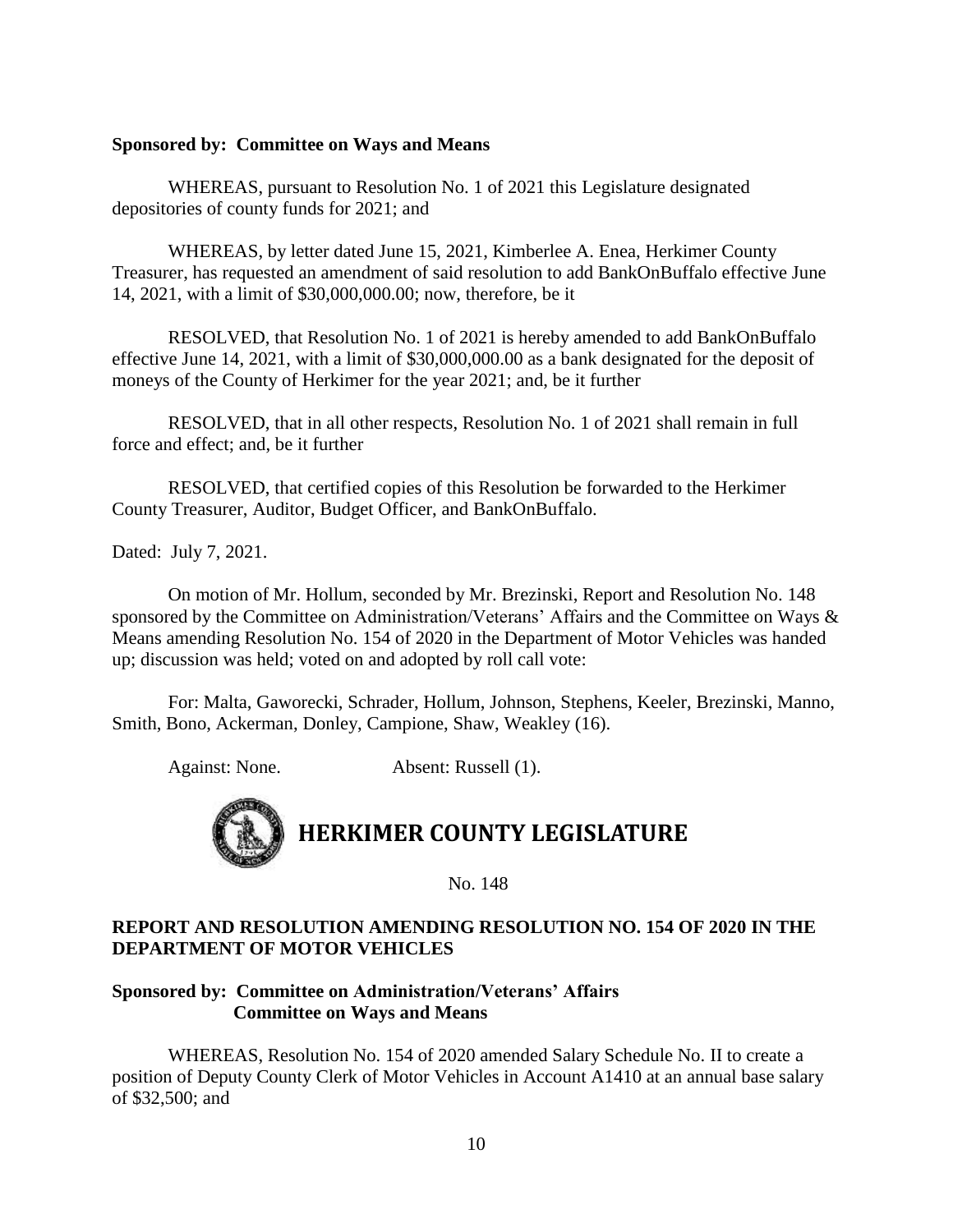**Sponsored by: Committee on Ways and Means**

WHEREAS, pursuant to Resolution No. 1 of 2021 this Legislature designated depositories of county funds for 2021; and

WHEREAS, by letter dated June 15, 2021, Kimberlee A. Enea, Herkimer County Treasurer, has requested an amendment of said resolution to add BankOnBuffalo effective June 14, 2021, with a limit of $30,000,000.00; now, therefore, be it

RESOLVED, that Resolution No. 1 of 2021 is hereby amended to add BankOnBuffalo effective June 14, 2021, with a limit of $30,000,000.00 as a bank designated for the deposit of moneys of the County of Herkimer for the year 2021; and, be it further

RESOLVED, that in all other respects, Resolution No. 1 of 2021 shall remain in full force and effect; and, be it further

RESOLVED, that certified copies of this Resolution be forwarded to the Herkimer County Treasurer, Auditor, Budget Officer, and BankOnBuffalo.

Dated: July 7, 2021.

On motion of Mr. Hollum, seconded by Mr. Brezinski, Report and Resolution No. 148 sponsored by the Committee on Administration/Veterans' Affairs and the Committee on Ways & Means amending Resolution No. 154 of 2020 in the Department of Motor Vehicles was handed up; discussion was held; voted on and adopted by roll call vote:

For: Malta, Gaworecki, Schrader, Hollum, Johnson, Stephens, Keeler, Brezinski, Manno, Smith, Bono, Ackerman, Donley, Campione, Shaw, Weakley (16).

Against: None. Absent: Russell (1).

# HERKIMER COUNTY LEGISLATURE

No. 148

## REPORT AND RESOLUTION AMENDING RESOLUTION NO. 154 OF 2020 IN THE DEPARTMENT OF MOTOR VEHICLES

**Sponsored by: Committee on Administration/Veterans' Affairs**
**Committee on Ways and Means**

WHEREAS, Resolution No. 154 of 2020 amended Salary Schedule No. II to create a position of Deputy County Clerk of Motor Vehicles in Account A1410 at an annual base salary of $32,500; and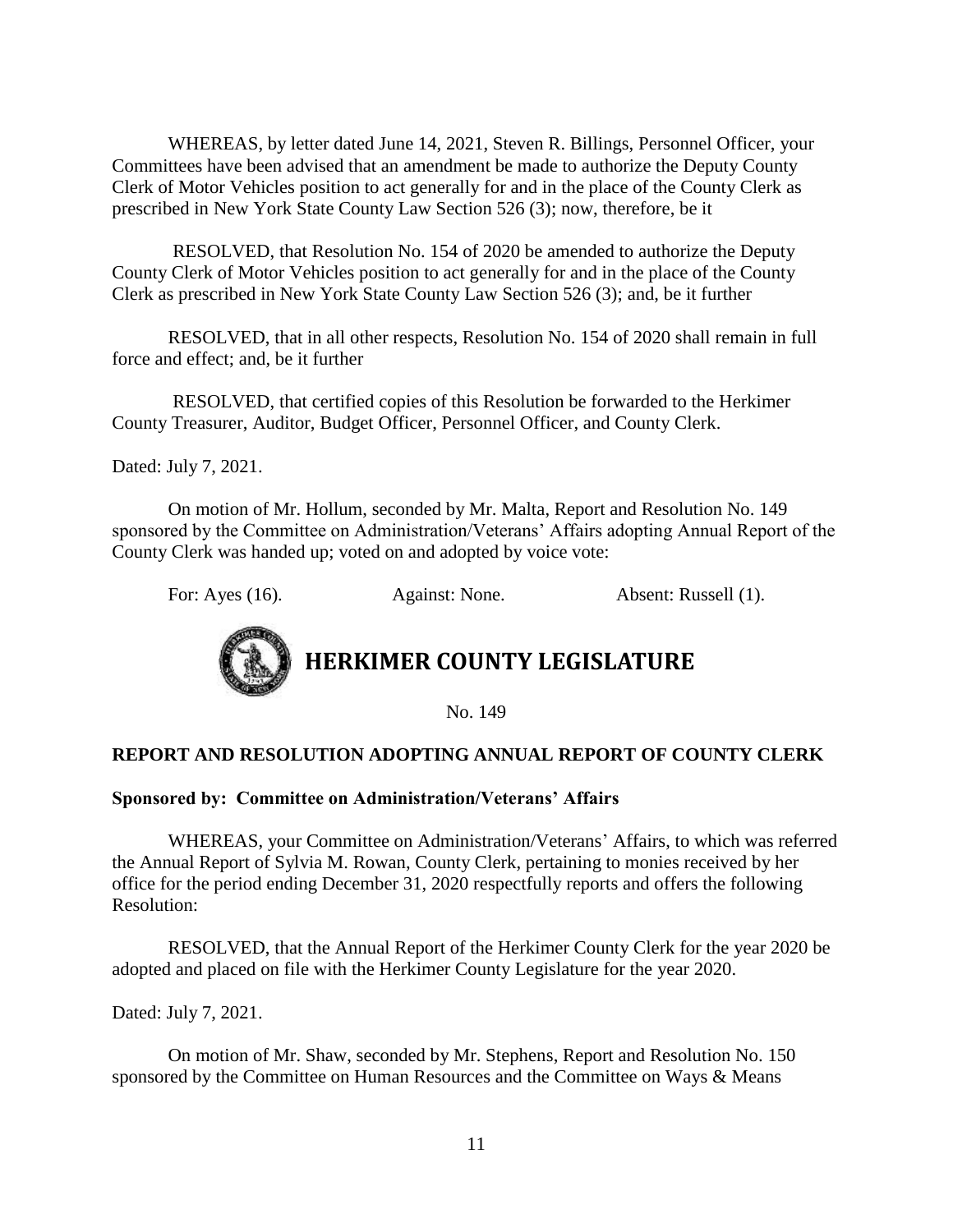WHEREAS, by letter dated June 14, 2021, Steven R. Billings, Personnel Officer, your Committees have been advised that an amendment be made to authorize the Deputy County Clerk of Motor Vehicles position to act generally for and in the place of the County Clerk as prescribed in New York State County Law Section 526 (3); now, therefore, be it

RESOLVED, that Resolution No. 154 of 2020 be amended to authorize the Deputy County Clerk of Motor Vehicles position to act generally for and in the place of the County Clerk as prescribed in New York State County Law Section 526 (3); and, be it further

RESOLVED, that in all other respects, Resolution No. 154 of 2020 shall remain in full force and effect; and, be it further

RESOLVED, that certified copies of this Resolution be forwarded to the Herkimer County Treasurer, Auditor, Budget Officer, Personnel Officer, and County Clerk.

Dated: July 7, 2021.

On motion of Mr. Hollum, seconded by Mr. Malta, Report and Resolution No. 149 sponsored by the Committee on Administration/Veterans' Affairs adopting Annual Report of the County Clerk was handed up; voted on and adopted by voice vote:

For: Ayes (16). Against: None. Absent: Russell (1).

# HERKIMER COUNTY LEGISLATURE

No. 149

**REPORT AND RESOLUTION ADOPTING ANNUAL REPORT OF COUNTY CLERK**

**Sponsored by: Committee on Administration/Veterans' Affairs**

WHEREAS, your Committee on Administration/Veterans' Affairs, to which was referred the Annual Report of Sylvia M. Rowan, County Clerk, pertaining to monies received by her office for the period ending December 31, 2020 respectfully reports and offers the following Resolution:

RESOLVED, that the Annual Report of the Herkimer County Clerk for the year 2020 be adopted and placed on file with the Herkimer County Legislature for the year 2020.

Dated: July 7, 2021.

On motion of Mr. Shaw, seconded by Mr. Stephens, Report and Resolution No. 150 sponsored by the Committee on Human Resources and the Committee on Ways & Means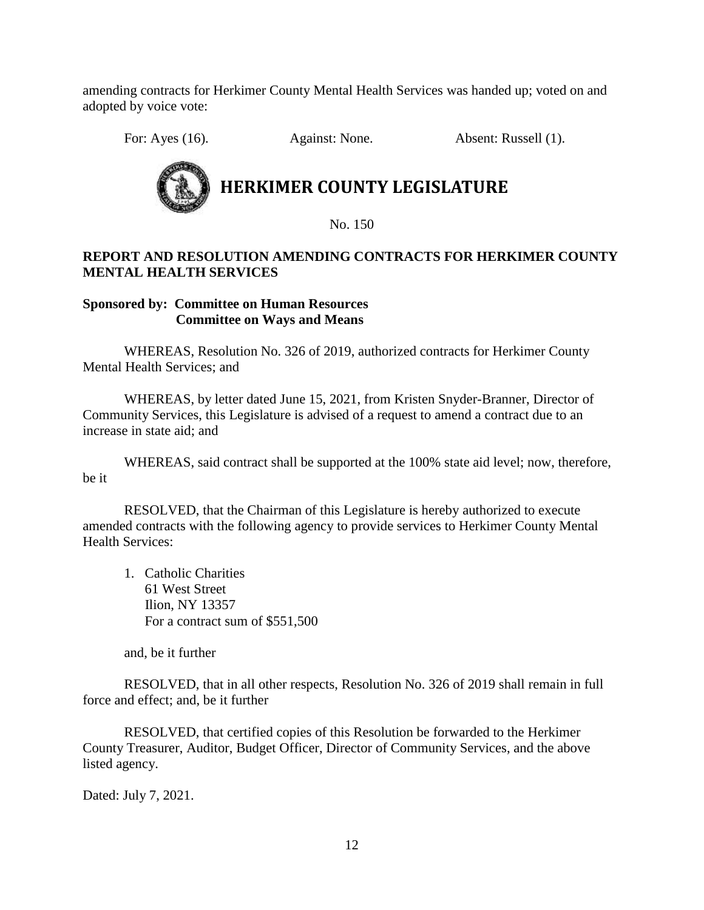amending contracts for Herkimer County Mental Health Services was handed up; voted on and adopted by voice vote:

For: Ayes (16). Against: None. Absent: Russell (1).

# HERKIMER COUNTY LEGISLATURE

No. 150

**REPORT AND RESOLUTION AMENDING CONTRACTS FOR HERKIMER COUNTY MENTAL HEALTH SERVICES**

**Sponsored by: Committee on Human Resources**
**Committee on Ways and Means**

WHEREAS, Resolution No. 326 of 2019, authorized contracts for Herkimer County Mental Health Services; and

WHEREAS, by letter dated June 15, 2021, from Kristen Snyder-Branner, Director of Community Services, this Legislature is advised of a request to amend a contract due to an increase in state aid; and

WHEREAS, said contract shall be supported at the 100% state aid level; now, therefore, be it

RESOLVED, that the Chairman of this Legislature is hereby authorized to execute amended contracts with the following agency to provide services to Herkimer County Mental Health Services:

1. Catholic Charities
   61 West Street
   Ilion, NY 13357
   For a contract sum of $551,500

and, be it further

RESOLVED, that in all other respects, Resolution No. 326 of 2019 shall remain in full force and effect; and, be it further

RESOLVED, that certified copies of this Resolution be forwarded to the Herkimer County Treasurer, Auditor, Budget Officer, Director of Community Services, and the above listed agency.

Dated: July 7, 2021.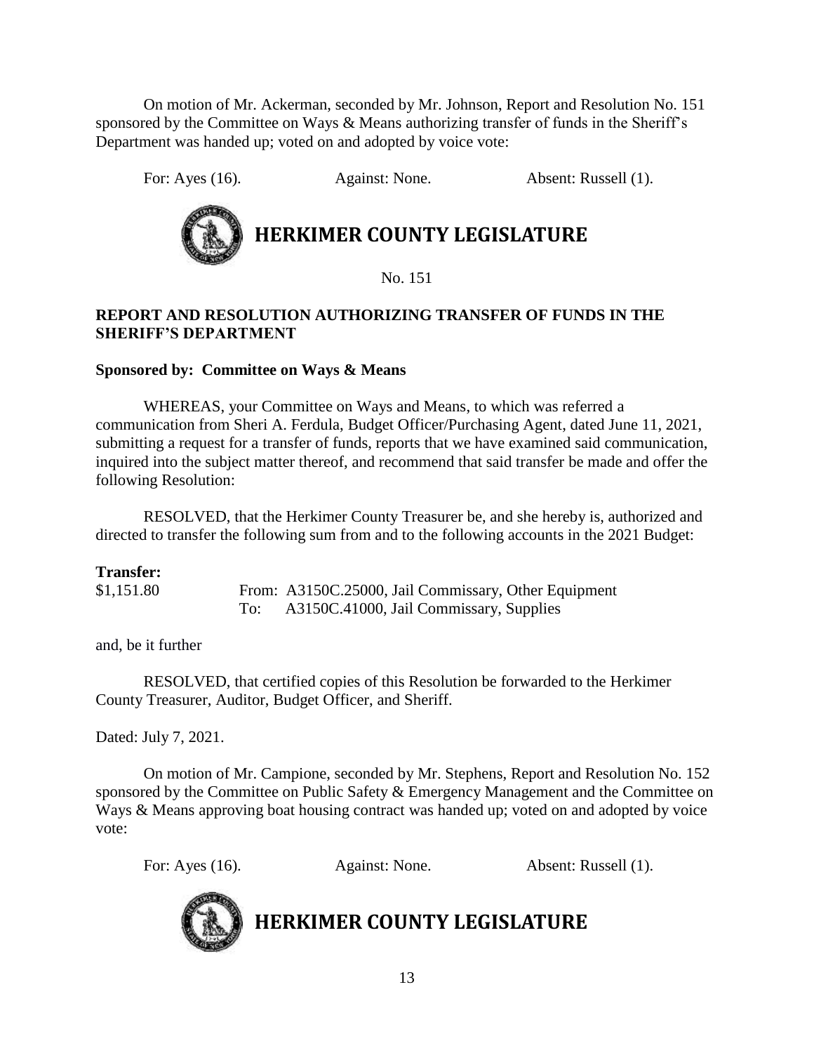On motion of Mr. Ackerman, seconded by Mr. Johnson, Report and Resolution No. 151 sponsored by the Committee on Ways & Means authorizing transfer of funds in the Sheriff's Department was handed up; voted on and adopted by voice vote:

For: Ayes (16). Against: None. Absent: Russell (1).

# HERKIMER COUNTY LEGISLATURE

No. 151

**REPORT AND RESOLUTION AUTHORIZING TRANSFER OF FUNDS IN THE SHERIFF'S DEPARTMENT**

**Sponsored by: Committee on Ways & Means**

WHEREAS, your Committee on Ways and Means, to which was referred a communication from Sheri A. Ferdula, Budget Officer/Purchasing Agent, dated June 11, 2021, submitting a request for a transfer of funds, reports that we have examined said communication, inquired into the subject matter thereof, and recommend that said transfer be made and offer the following Resolution:

RESOLVED, that the Herkimer County Treasurer be, and she hereby is, authorized and directed to transfer the following sum from and to the following accounts in the 2021 Budget:

**Transfer:**

$1,151.80 From: A3150C.25000, Jail Commissary, Other Equipment
To: A3150C.41000, Jail Commissary, Supplies

and, be it further

RESOLVED, that certified copies of this Resolution be forwarded to the Herkimer County Treasurer, Auditor, Budget Officer, and Sheriff.

Dated: July 7, 2021.

On motion of Mr. Campione, seconded by Mr. Stephens, Report and Resolution No. 152 sponsored by the Committee on Public Safety & Emergency Management and the Committee on Ways & Means approving boat housing contract was handed up; voted on and adopted by voice vote:

For: Ayes (16). Against: None. Absent: Russell (1).

# HERKIMER COUNTY LEGISLATURE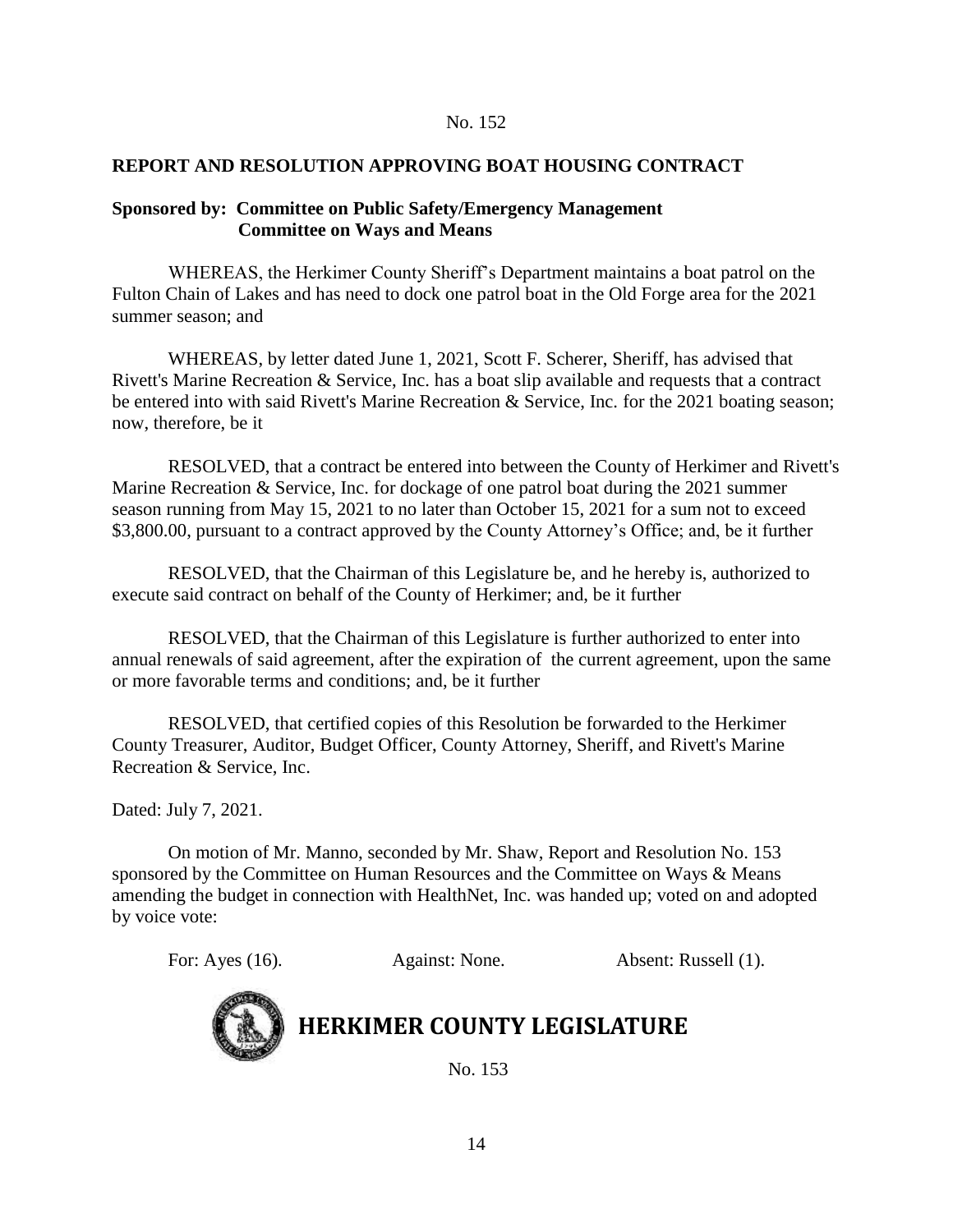No. 152

**REPORT AND RESOLUTION APPROVING BOAT HOUSING CONTRACT**

**Sponsored by: Committee on Public Safety/Emergency Management**
**Committee on Ways and Means**

WHEREAS, the Herkimer County Sheriff's Department maintains a boat patrol on the Fulton Chain of Lakes and has need to dock one patrol boat in the Old Forge area for the 2021 summer season; and

WHEREAS, by letter dated June 1, 2021, Scott F. Scherer, Sheriff, has advised that Rivett's Marine Recreation & Service, Inc. has a boat slip available and requests that a contract be entered into with said Rivett's Marine Recreation & Service, Inc. for the 2021 boating season; now, therefore, be it

RESOLVED, that a contract be entered into between the County of Herkimer and Rivett's Marine Recreation & Service, Inc. for dockage of one patrol boat during the 2021 summer season running from May 15, 2021 to no later than October 15, 2021 for a sum not to exceed $3,800.00, pursuant to a contract approved by the County Attorney's Office; and, be it further

RESOLVED, that the Chairman of this Legislature be, and he hereby is, authorized to execute said contract on behalf of the County of Herkimer; and, be it further

RESOLVED, that the Chairman of this Legislature is further authorized to enter into annual renewals of said agreement, after the expiration of the current agreement, upon the same or more favorable terms and conditions; and, be it further

RESOLVED, that certified copies of this Resolution be forwarded to the Herkimer County Treasurer, Auditor, Budget Officer, County Attorney, Sheriff, and Rivett's Marine Recreation & Service, Inc.

Dated: July 7, 2021.

On motion of Mr. Manno, seconded by Mr. Shaw, Report and Resolution No. 153 sponsored by the Committee on Human Resources and the Committee on Ways & Means amending the budget in connection with HealthNet, Inc. was handed up; voted on and adopted by voice vote:

For: Ayes (16). Against: None. Absent: Russell (1).

**HERKIMER COUNTY LEGISLATURE**

No. 153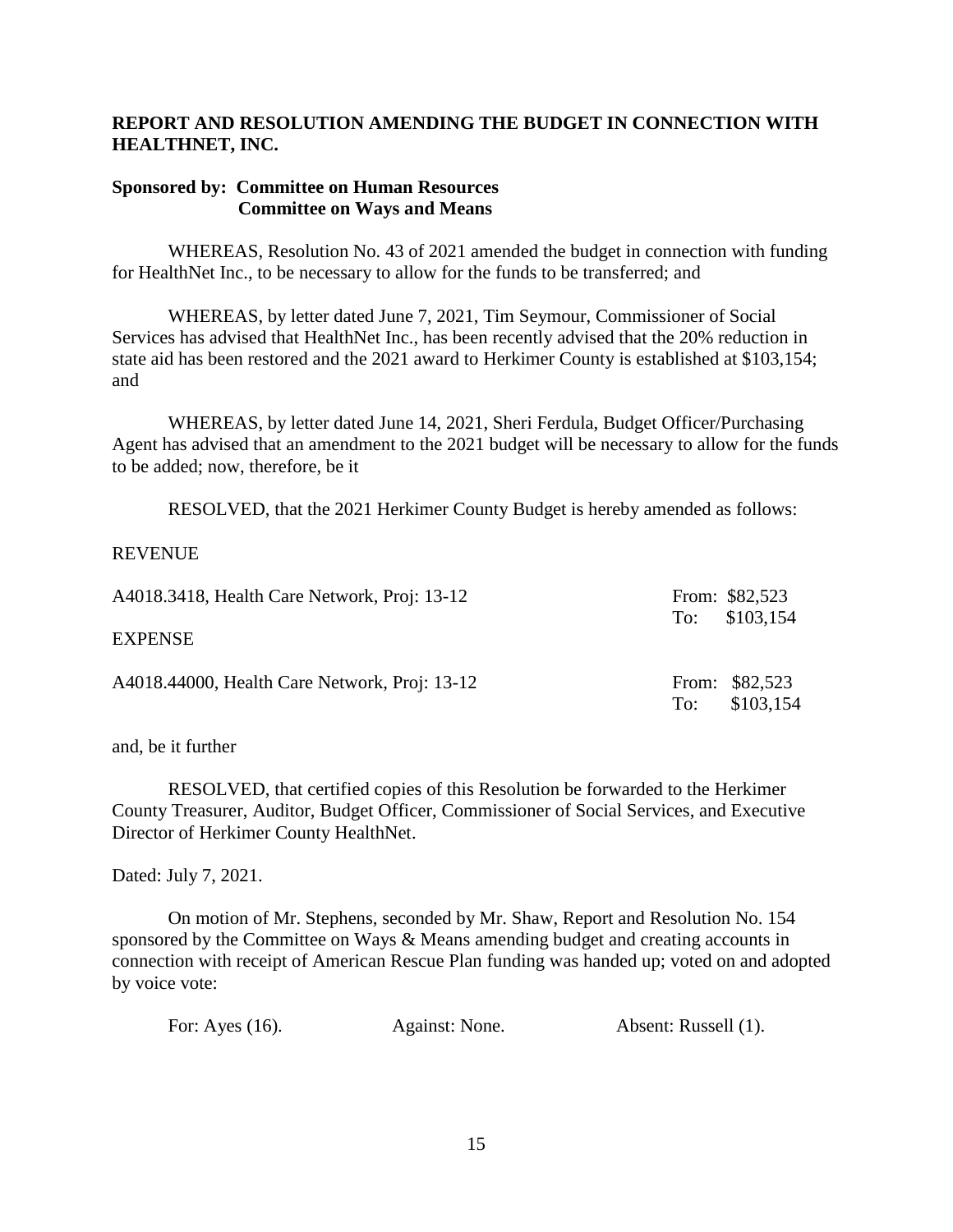**REPORT AND RESOLUTION AMENDING THE BUDGET IN CONNECTION WITH HEALTHNET, INC.**

**Sponsored by: Committee on Human Resources**
**Committee on Ways and Means**

WHEREAS, Resolution No. 43 of 2021 amended the budget in connection with funding for HealthNet Inc., to be necessary to allow for the funds to be transferred; and

WHEREAS, by letter dated June 7, 2021, Tim Seymour, Commissioner of Social Services has advised that HealthNet Inc., has been recently advised that the 20% reduction in state aid has been restored and the 2021 award to Herkimer County is established at $103,154; and

WHEREAS, by letter dated June 14, 2021, Sheri Ferdula, Budget Officer/Purchasing Agent has advised that an amendment to the 2021 budget will be necessary to allow for the funds to be added; now, therefore, be it

RESOLVED, that the 2021 Herkimer County Budget is hereby amended as follows:

REVENUE

| | |
|---|---|
| A4018.3418, Health Care Network, Proj: 13-12 | From: $82,523<br>To: $103,154 |

EXPENSE

| | |
|---|---|
| A4018.44000, Health Care Network, Proj: 13-12 | From: $82,523<br>To: $103,154 |

and, be it further

RESOLVED, that certified copies of this Resolution be forwarded to the Herkimer County Treasurer, Auditor, Budget Officer, Commissioner of Social Services, and Executive Director of Herkimer County HealthNet.

Dated: July 7, 2021.

On motion of Mr. Stephens, seconded by Mr. Shaw, Report and Resolution No. 154 sponsored by the Committee on Ways & Means amending budget and creating accounts in connection with receipt of American Rescue Plan funding was handed up; voted on and adopted by voice vote:

For: Ayes (16). Against: None. Absent: Russell (1).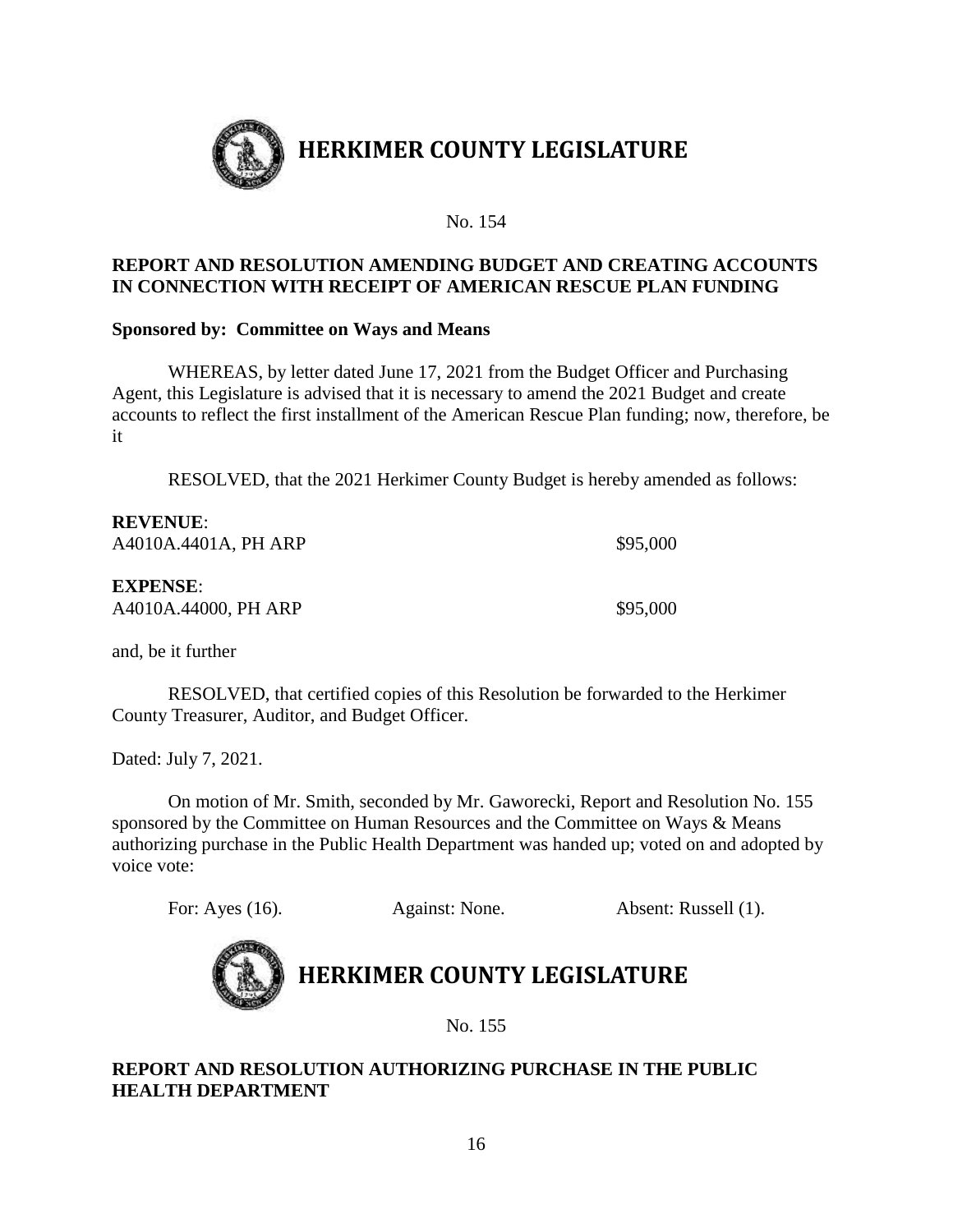# HERKIMER COUNTY LEGISLATURE

No. 154

**REPORT AND RESOLUTION AMENDING BUDGET AND CREATING ACCOUNTS IN CONNECTION WITH RECEIPT OF AMERICAN RESCUE PLAN FUNDING**

**Sponsored by: Committee on Ways and Means**

WHEREAS, by letter dated June 17, 2021 from the Budget Officer and Purchasing Agent, this Legislature is advised that it is necessary to amend the 2021 Budget and create accounts to reflect the first installment of the American Rescue Plan funding; now, therefore, be it

RESOLVED, that the 2021 Herkimer County Budget is hereby amended as follows:

**REVENUE**:
A4010A.4401A, PH ARP $95,000

**EXPENSE**:
A4010A.44000, PH ARP $95,000

and, be it further

RESOLVED, that certified copies of this Resolution be forwarded to the Herkimer County Treasurer, Auditor, and Budget Officer.

Dated: July 7, 2021.

On motion of Mr. Smith, seconded by Mr. Gaworecki, Report and Resolution No. 155 sponsored by the Committee on Human Resources and the Committee on Ways & Means authorizing purchase in the Public Health Department was handed up; voted on and adopted by voice vote:

For: Ayes (16). Against: None. Absent: Russell (1).

# HERKIMER COUNTY LEGISLATURE

No. 155

**REPORT AND RESOLUTION AUTHORIZING PURCHASE IN THE PUBLIC HEALTH DEPARTMENT**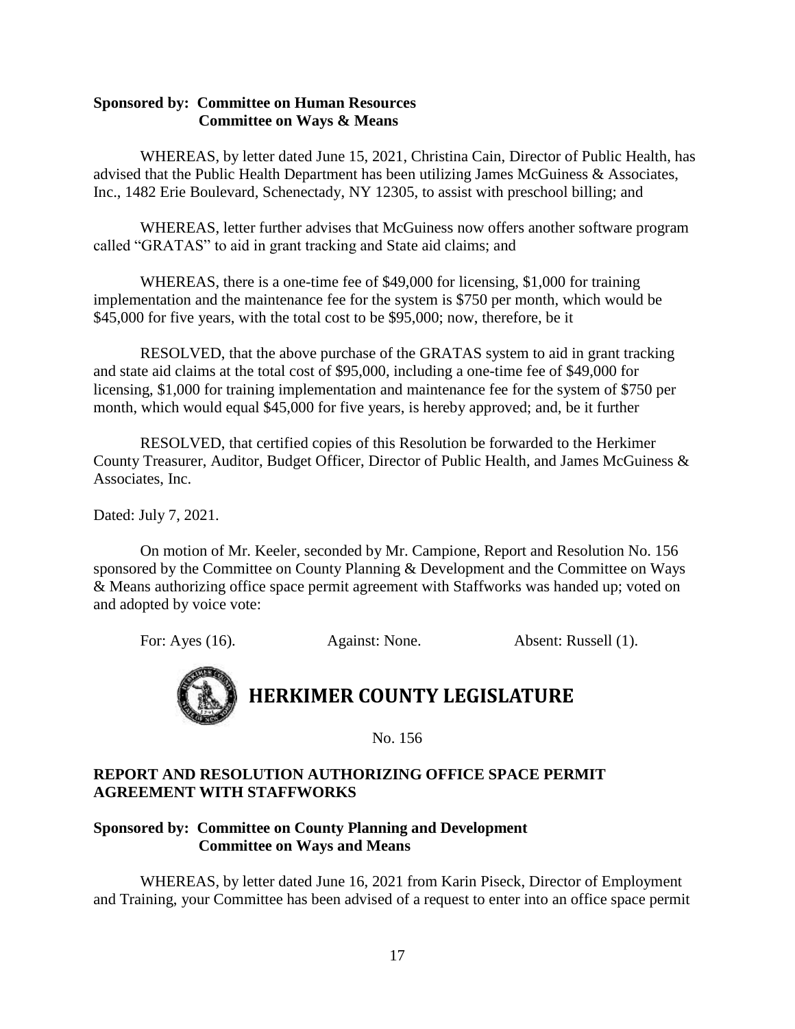**Sponsored by: Committee on Human Resources**
**Committee on Ways & Means**

WHEREAS, by letter dated June 15, 2021, Christina Cain, Director of Public Health, has advised that the Public Health Department has been utilizing James McGuiness & Associates, Inc., 1482 Erie Boulevard, Schenectady, NY 12305, to assist with preschool billing; and

WHEREAS, letter further advises that McGuiness now offers another software program called "GRATAS" to aid in grant tracking and State aid claims; and

WHEREAS, there is a one-time fee of $49,000 for licensing, $1,000 for training implementation and the maintenance fee for the system is $750 per month, which would be $45,000 for five years, with the total cost to be $95,000; now, therefore, be it

RESOLVED, that the above purchase of the GRATAS system to aid in grant tracking and state aid claims at the total cost of $95,000, including a one-time fee of $49,000 for licensing, $1,000 for training implementation and maintenance fee for the system of $750 per month, which would equal $45,000 for five years, is hereby approved; and, be it further

RESOLVED, that certified copies of this Resolution be forwarded to the Herkimer County Treasurer, Auditor, Budget Officer, Director of Public Health, and James McGuiness & Associates, Inc.

Dated: July 7, 2021.

On motion of Mr. Keeler, seconded by Mr. Campione, Report and Resolution No. 156 sponsored by the Committee on County Planning & Development and the Committee on Ways & Means authorizing office space permit agreement with Staffworks was handed up; voted on and adopted by voice vote:

For: Ayes (16). Against: None. Absent: Russell (1).

# HERKIMER COUNTY LEGISLATURE

No. 156

## REPORT AND RESOLUTION AUTHORIZING OFFICE SPACE PERMIT AGREEMENT WITH STAFFWORKS

**Sponsored by: Committee on County Planning and Development**
**Committee on Ways and Means**

WHEREAS, by letter dated June 16, 2021 from Karin Piseck, Director of Employment and Training, your Committee has been advised of a request to enter into an office space permit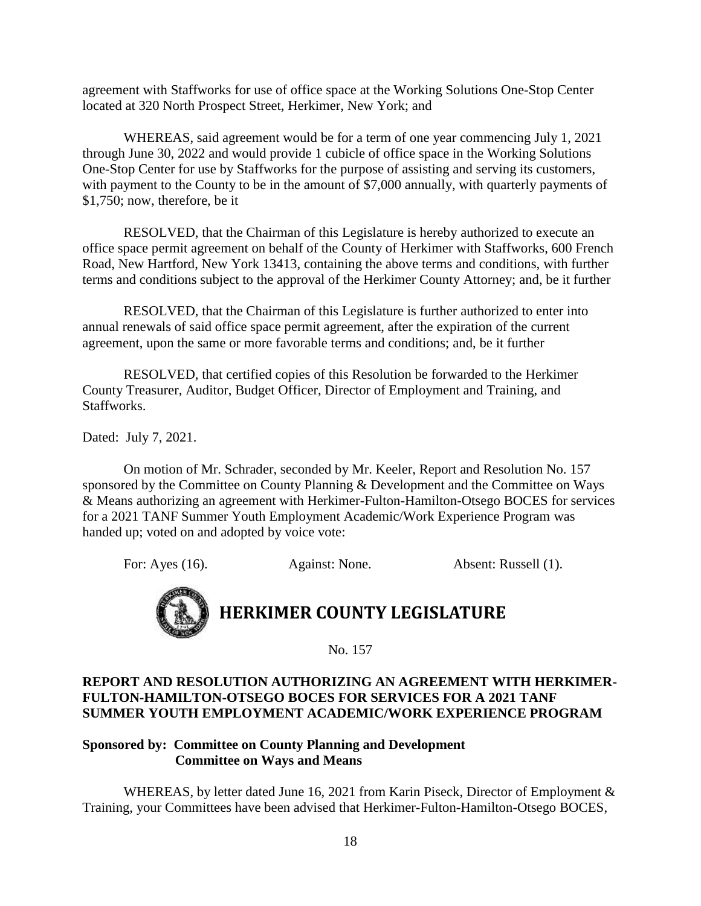agreement with Staffworks for use of office space at the Working Solutions One-Stop Center located at 320 North Prospect Street, Herkimer, New York; and

WHEREAS, said agreement would be for a term of one year commencing July 1, 2021 through June 30, 2022 and would provide 1 cubicle of office space in the Working Solutions One-Stop Center for use by Staffworks for the purpose of assisting and serving its customers, with payment to the County to be in the amount of $7,000 annually, with quarterly payments of $1,750; now, therefore, be it

RESOLVED, that the Chairman of this Legislature is hereby authorized to execute an office space permit agreement on behalf of the County of Herkimer with Staffworks, 600 French Road, New Hartford, New York 13413, containing the above terms and conditions, with further terms and conditions subject to the approval of the Herkimer County Attorney; and, be it further

RESOLVED, that the Chairman of this Legislature is further authorized to enter into annual renewals of said office space permit agreement, after the expiration of the current agreement, upon the same or more favorable terms and conditions; and, be it further

RESOLVED, that certified copies of this Resolution be forwarded to the Herkimer County Treasurer, Auditor, Budget Officer, Director of Employment and Training, and Staffworks.

Dated: July 7, 2021.

On motion of Mr. Schrader, seconded by Mr. Keeler, Report and Resolution No. 157 sponsored by the Committee on County Planning & Development and the Committee on Ways & Means authorizing an agreement with Herkimer-Fulton-Hamilton-Otsego BOCES for services for a 2021 TANF Summer Youth Employment Academic/Work Experience Program was handed up; voted on and adopted by voice vote:

For: Ayes (16). Against: None. Absent: Russell (1).

# HERKIMER COUNTY LEGISLATURE

No. 157

**REPORT AND RESOLUTION AUTHORIZING AN AGREEMENT WITH HERKIMER-FULTON-HAMILTON-OTSEGO BOCES FOR SERVICES FOR A 2021 TANF SUMMER YOUTH EMPLOYMENT ACADEMIC/WORK EXPERIENCE PROGRAM**

**Sponsored by: Committee on County Planning and Development**
**Committee on Ways and Means**

WHEREAS, by letter dated June 16, 2021 from Karin Piseck, Director of Employment & Training, your Committees have been advised that Herkimer-Fulton-Hamilton-Otsego BOCES,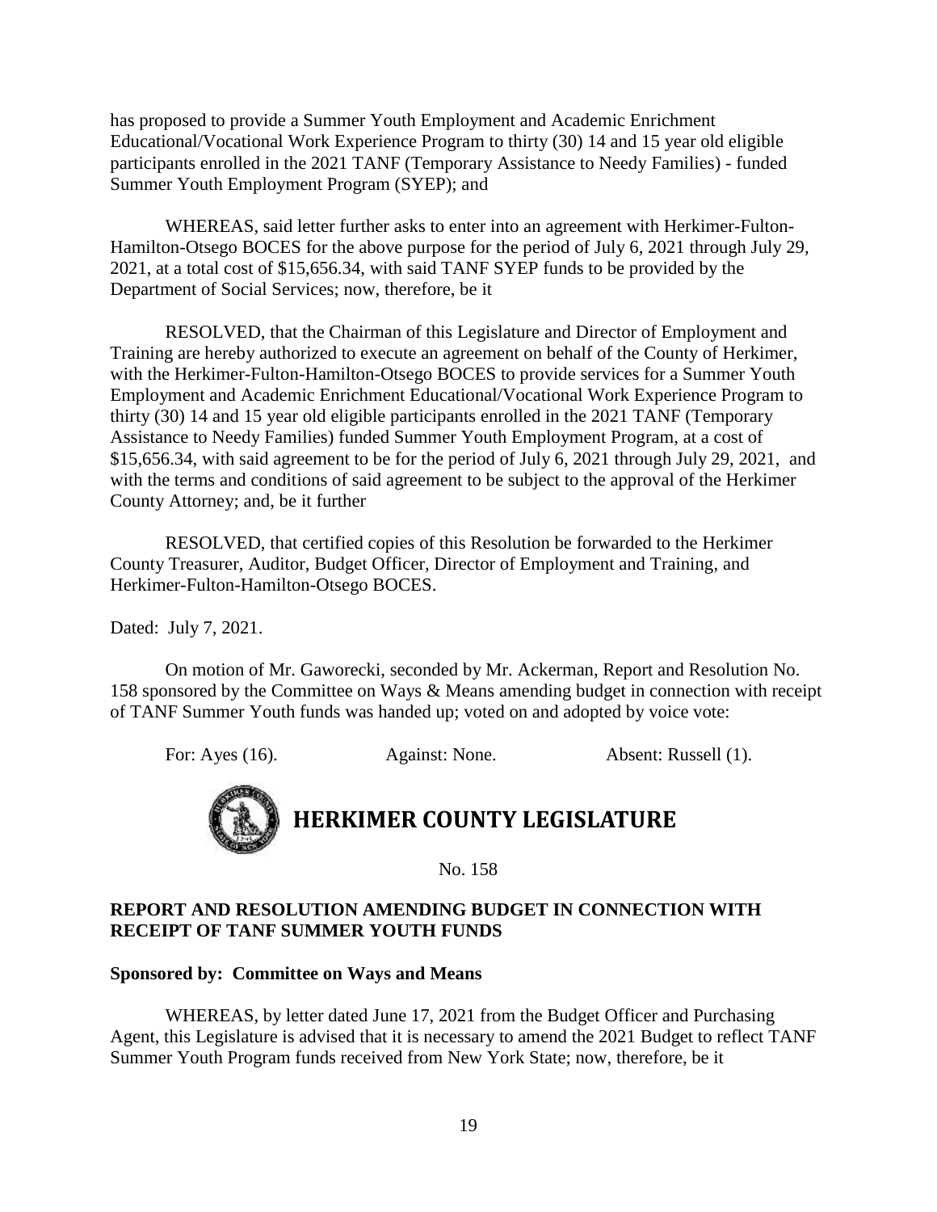has proposed to provide a Summer Youth Employment and Academic Enrichment Educational/Vocational Work Experience Program to thirty (30) 14 and 15 year old eligible participants enrolled in the 2021 TANF (Temporary Assistance to Needy Families) - funded Summer Youth Employment Program (SYEP); and

WHEREAS, said letter further asks to enter into an agreement with Herkimer-Fulton-Hamilton-Otsego BOCES for the above purpose for the period of July 6, 2021 through July 29, 2021, at a total cost of $15,656.34, with said TANF SYEP funds to be provided by the Department of Social Services; now, therefore, be it

RESOLVED, that the Chairman of this Legislature and Director of Employment and Training are hereby authorized to execute an agreement on behalf of the County of Herkimer, with the Herkimer-Fulton-Hamilton-Otsego BOCES to provide services for a Summer Youth Employment and Academic Enrichment Educational/Vocational Work Experience Program to thirty (30) 14 and 15 year old eligible participants enrolled in the 2021 TANF (Temporary Assistance to Needy Families) funded Summer Youth Employment Program, at a cost of $15,656.34, with said agreement to be for the period of July 6, 2021 through July 29, 2021, and with the terms and conditions of said agreement to be subject to the approval of the Herkimer County Attorney; and, be it further

RESOLVED, that certified copies of this Resolution be forwarded to the Herkimer County Treasurer, Auditor, Budget Officer, Director of Employment and Training, and Herkimer-Fulton-Hamilton-Otsego BOCES.

Dated: July 7, 2021.

On motion of Mr. Gaworecki, seconded by Mr. Ackerman, Report and Resolution No. 158 sponsored by the Committee on Ways & Means amending budget in connection with receipt of TANF Summer Youth funds was handed up; voted on and adopted by voice vote:

For: Ayes (16). Against: None. Absent: Russell (1).

# HERKIMER COUNTY LEGISLATURE

No. 158

**REPORT AND RESOLUTION AMENDING BUDGET IN CONNECTION WITH RECEIPT OF TANF SUMMER YOUTH FUNDS**

**Sponsored by: Committee on Ways and Means**

WHEREAS, by letter dated June 17, 2021 from the Budget Officer and Purchasing Agent, this Legislature is advised that it is necessary to amend the 2021 Budget to reflect TANF Summer Youth Program funds received from New York State; now, therefore, be it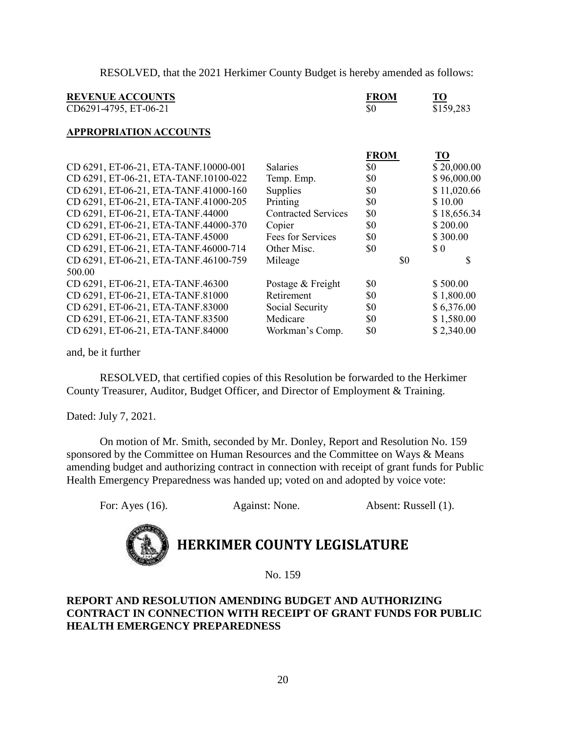RESOLVED, that the 2021 Herkimer County Budget is hereby amended as follows:

| **REVENUE ACCOUNTS** | **FROM** | **TO** |
|---|---|---|
| CD6291-4795, ET-06-21 | $0 | $159,283 |

**APPROPRIATION ACCOUNTS**

| | | **FROM** | **TO** |
|---|---|---|---|
| CD 6291, ET-06-21, ETA-TANF.10000-001 | Salaries | $0 | $ 20,000.00 |
| CD 6291, ET-06-21, ETA-TANF.10100-022 | Temp. Emp. | $0 | $ 96,000.00 |
| CD 6291, ET-06-21, ETA-TANF.41000-160 | Supplies | $0 | $ 11,020.66 |
| CD 6291, ET-06-21, ETA-TANF.41000-205 | Printing | $0 | $ 10.00 |
| CD 6291, ET-06-21, ETA-TANF.44000 | Contracted Services | $0 | $ 18,656.34 |
| CD 6291, ET-06-21, ETA-TANF.44000-370 | Copier | $0 | $ 200.00 |
| CD 6291, ET-06-21, ETA-TANF.45000 | Fees for Services | $0 | $ 300.00 |
| CD 6291, ET-06-21, ETA-TANF.46000-714 | Other Misc. | $0 | $ 0 |
| CD 6291, ET-06-21, ETA-TANF.46100-759 | Mileage | $0 | $ 500.00 |
| CD 6291, ET-06-21, ETA-TANF.46300 | Postage & Freight | $0 | $ 500.00 |
| CD 6291, ET-06-21, ETA-TANF.81000 | Retirement | $0 | $ 1,800.00 |
| CD 6291, ET-06-21, ETA-TANF.83000 | Social Security | $0 | $ 6,376.00 |
| CD 6291, ET-06-21, ETA-TANF.83500 | Medicare | $0 | $ 1,580.00 |
| CD 6291, ET-06-21, ETA-TANF.84000 | Workman's Comp. | $0 | $ 2,340.00 |

and, be it further

RESOLVED, that certified copies of this Resolution be forwarded to the Herkimer County Treasurer, Auditor, Budget Officer, and Director of Employment & Training.

Dated: July 7, 2021.

On motion of Mr. Smith, seconded by Mr. Donley, Report and Resolution No. 159 sponsored by the Committee on Human Resources and the Committee on Ways & Means amending budget and authorizing contract in connection with receipt of grant funds for Public Health Emergency Preparedness was handed up; voted on and adopted by voice vote:

For: Ayes (16). Against: None. Absent: Russell (1).

# HERKIMER COUNTY LEGISLATURE

No. 159

**REPORT AND RESOLUTION AMENDING BUDGET AND AUTHORIZING CONTRACT IN CONNECTION WITH RECEIPT OF GRANT FUNDS FOR PUBLIC HEALTH EMERGENCY PREPAREDNESS**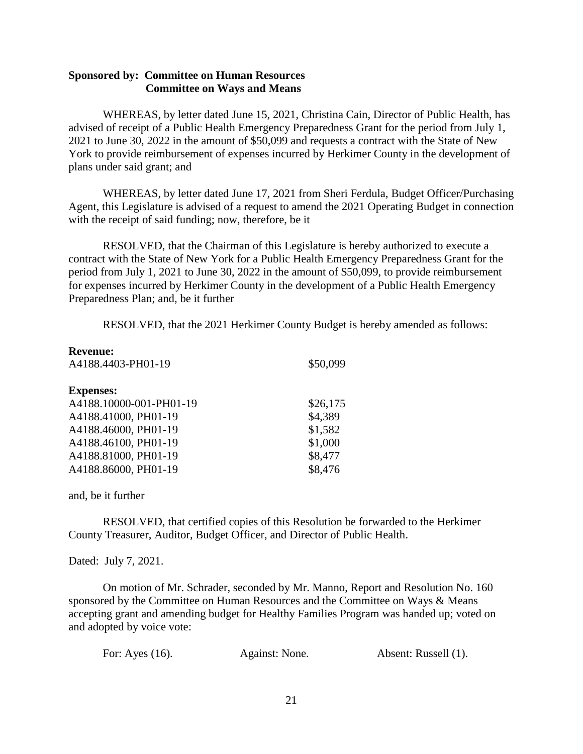**Sponsored by: Committee on Human Resources**
**Committee on Ways and Means**

WHEREAS, by letter dated June 15, 2021, Christina Cain, Director of Public Health, has advised of receipt of a Public Health Emergency Preparedness Grant for the period from July 1, 2021 to June 30, 2022 in the amount of $50,099 and requests a contract with the State of New York to provide reimbursement of expenses incurred by Herkimer County in the development of plans under said grant; and

WHEREAS, by letter dated June 17, 2021 from Sheri Ferdula, Budget Officer/Purchasing Agent, this Legislature is advised of a request to amend the 2021 Operating Budget in connection with the receipt of said funding; now, therefore, be it

RESOLVED, that the Chairman of this Legislature is hereby authorized to execute a contract with the State of New York for a Public Health Emergency Preparedness Grant for the period from July 1, 2021 to June 30, 2022 in the amount of $50,099, to provide reimbursement for expenses incurred by Herkimer County in the development of a Public Health Emergency Preparedness Plan; and, be it further

RESOLVED, that the 2021 Herkimer County Budget is hereby amended as follows:

**Revenue:**

| | |
|---|---|
| A4188.4403-PH01-19 | $50,099 |

**Expenses:**

| | |
|---|---|
| A4188.10000-001-PH01-19 | $26,175 |
| A4188.41000, PH01-19 | $4,389 |
| A4188.46000, PH01-19 | $1,582 |
| A4188.46100, PH01-19 | $1,000 |
| A4188.81000, PH01-19 | $8,477 |
| A4188.86000, PH01-19 | $8,476 |

and, be it further

RESOLVED, that certified copies of this Resolution be forwarded to the Herkimer County Treasurer, Auditor, Budget Officer, and Director of Public Health.

Dated: July 7, 2021.

On motion of Mr. Schrader, seconded by Mr. Manno, Report and Resolution No. 160 sponsored by the Committee on Human Resources and the Committee on Ways & Means accepting grant and amending budget for Healthy Families Program was handed up; voted on and adopted by voice vote:

For: Ayes (16). Against: None. Absent: Russell (1).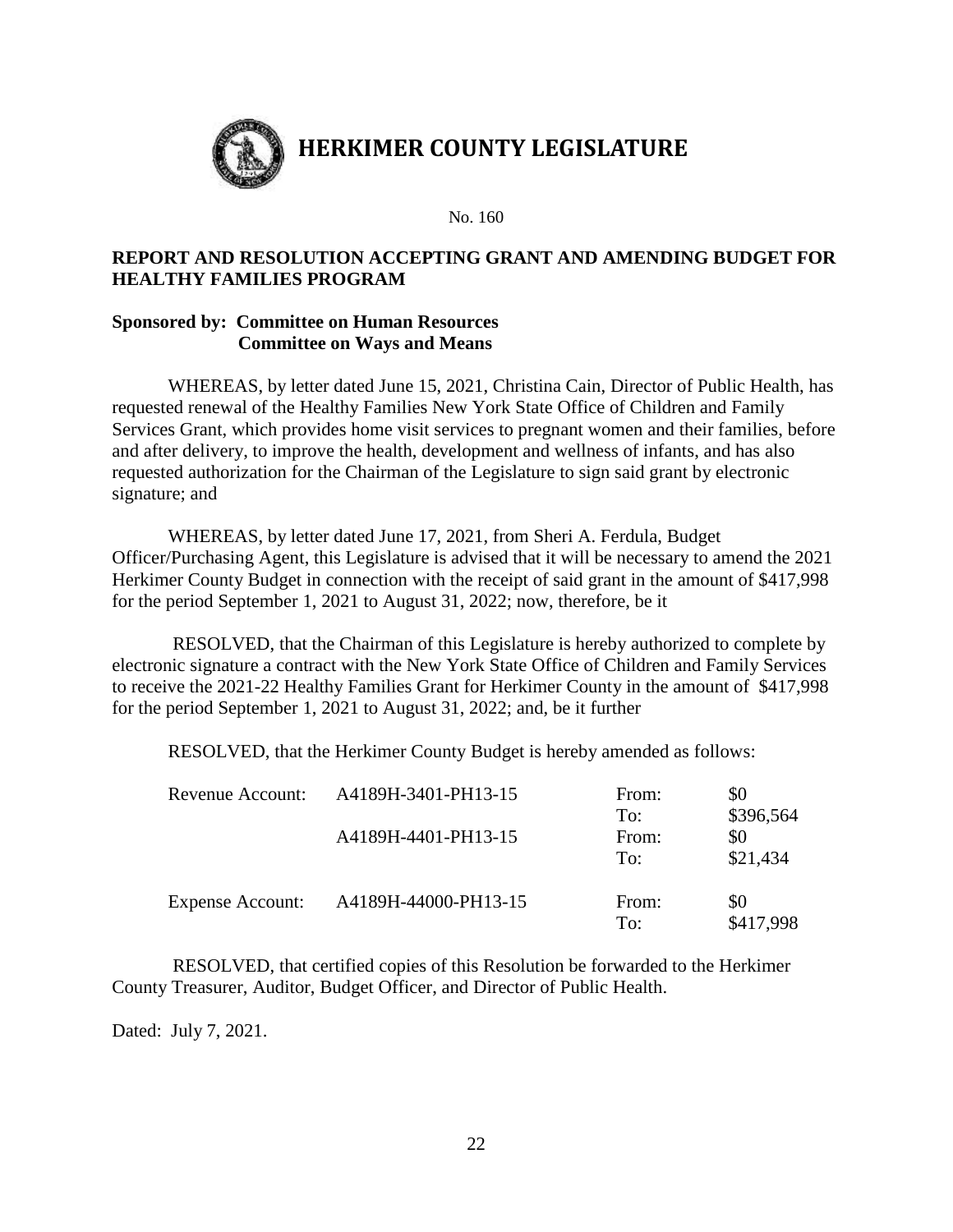# HERKIMER COUNTY LEGISLATURE

No. 160

## REPORT AND RESOLUTION ACCEPTING GRANT AND AMENDING BUDGET FOR HEALTHY FAMILIES PROGRAM

**Sponsored by: Committee on Human Resources**
**Committee on Ways and Means**

WHEREAS, by letter dated June 15, 2021, Christina Cain, Director of Public Health, has requested renewal of the Healthy Families New York State Office of Children and Family Services Grant, which provides home visit services to pregnant women and their families, before and after delivery, to improve the health, development and wellness of infants, and has also requested authorization for the Chairman of the Legislature to sign said grant by electronic signature; and

WHEREAS, by letter dated June 17, 2021, from Sheri A. Ferdula, Budget Officer/Purchasing Agent, this Legislature is advised that it will be necessary to amend the 2021 Herkimer County Budget in connection with the receipt of said grant in the amount of $417,998 for the period September 1, 2021 to August 31, 2022; now, therefore, be it

RESOLVED, that the Chairman of this Legislature is hereby authorized to complete by electronic signature a contract with the New York State Office of Children and Family Services to receive the 2021-22 Healthy Families Grant for Herkimer County in the amount of $417,998 for the period September 1, 2021 to August 31, 2022; and, be it further

RESOLVED, that the Herkimer County Budget is hereby amended as follows:

| | | | |
|---|---|---|---|
| Revenue Account: | A4189H-3401-PH13-15 | From: | $0 |
| | | To: | $396,564 |
| | A4189H-4401-PH13-15 | From: | $0 |
| | | To: | $21,434 |
| Expense Account: | A4189H-44000-PH13-15 | From: | $0 |
| | | To: | $417,998 |

RESOLVED, that certified copies of this Resolution be forwarded to the Herkimer County Treasurer, Auditor, Budget Officer, and Director of Public Health.

Dated: July 7, 2021.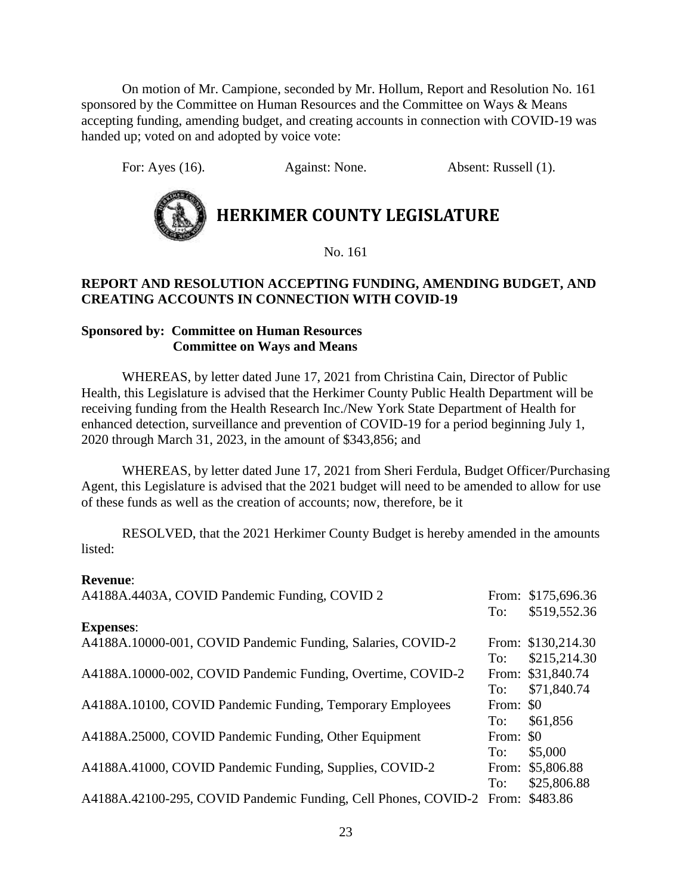On motion of Mr. Campione, seconded by Mr. Hollum, Report and Resolution No. 161 sponsored by the Committee on Human Resources and the Committee on Ways & Means accepting funding, amending budget, and creating accounts in connection with COVID-19 was handed up; voted on and adopted by voice vote:

For: Ayes (16). Against: None. Absent: Russell (1).

# HERKIMER COUNTY LEGISLATURE

No. 161

**REPORT AND RESOLUTION ACCEPTING FUNDING, AMENDING BUDGET, AND CREATING ACCOUNTS IN CONNECTION WITH COVID-19**

**Sponsored by: Committee on Human Resources**
**Committee on Ways and Means**

WHEREAS, by letter dated June 17, 2021 from Christina Cain, Director of Public Health, this Legislature is advised that the Herkimer County Public Health Department will be receiving funding from the Health Research Inc./New York State Department of Health for enhanced detection, surveillance and prevention of COVID-19 for a period beginning July 1, 2020 through March 31, 2023, in the amount of $343,856; and

WHEREAS, by letter dated June 17, 2021 from Sheri Ferdula, Budget Officer/Purchasing Agent, this Legislature is advised that the 2021 budget will need to be amended to allow for use of these funds as well as the creation of accounts; now, therefore, be it

RESOLVED, that the 2021 Herkimer County Budget is hereby amended in the amounts listed:

**Revenue**:

| | | |
|---|---|---|
| A4188A.4403A, COVID Pandemic Funding, COVID 2 | From: | $175,696.36 |
| | To: | $519,552.36 |

**Expenses**:

| | | |
|---|---|---|
| A4188A.10000-001, COVID Pandemic Funding, Salaries, COVID-2 | From: | $130,214.30 |
| | To: | $215,214.30 |
| A4188A.10000-002, COVID Pandemic Funding, Overtime, COVID-2 | From: | $31,840.74 |
| | To: | $71,840.74 |
| A4188A.10100, COVID Pandemic Funding, Temporary Employees | From: | $0 |
| | To: | $61,856 |
| A4188A.25000, COVID Pandemic Funding, Other Equipment | From: | $0 |
| | To: | $5,000 |
| A4188A.41000, COVID Pandemic Funding, Supplies, COVID-2 | From: | $5,806.88 |
| | To: | $25,806.88 |
| A4188A.42100-295, COVID Pandemic Funding, Cell Phones, COVID-2 | From: | $483.86 |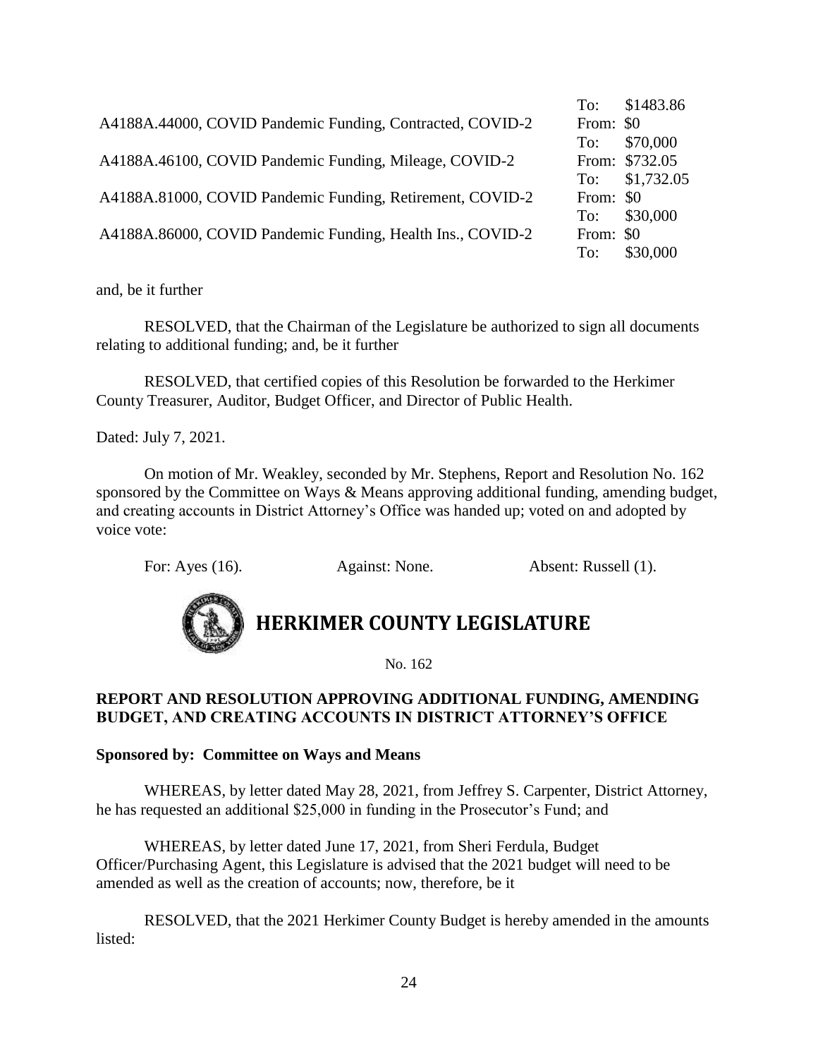| | |
|---|---|
| | To: $1483.86 |
| A4188A.44000, COVID Pandemic Funding, Contracted, COVID-2 | From: $0 |
| | To: $70,000 |
| A4188A.46100, COVID Pandemic Funding, Mileage, COVID-2 | From: $732.05 |
| | To: $1,732.05 |
| A4188A.81000, COVID Pandemic Funding, Retirement, COVID-2 | From: $0 |
| | To: $30,000 |
| A4188A.86000, COVID Pandemic Funding, Health Ins., COVID-2 | From: $0 |
| | To: $30,000 |

and, be it further

RESOLVED, that the Chairman of the Legislature be authorized to sign all documents relating to additional funding; and, be it further

RESOLVED, that certified copies of this Resolution be forwarded to the Herkimer County Treasurer, Auditor, Budget Officer, and Director of Public Health.

Dated: July 7, 2021.

On motion of Mr. Weakley, seconded by Mr. Stephens, Report and Resolution No. 162 sponsored by the Committee on Ways & Means approving additional funding, amending budget, and creating accounts in District Attorney's Office was handed up; voted on and adopted by voice vote:

For: Ayes (16). Against: None. Absent: Russell (1).

# HERKIMER COUNTY LEGISLATURE

No. 162

**REPORT AND RESOLUTION APPROVING ADDITIONAL FUNDING, AMENDING BUDGET, AND CREATING ACCOUNTS IN DISTRICT ATTORNEY'S OFFICE**

**Sponsored by: Committee on Ways and Means**

WHEREAS, by letter dated May 28, 2021, from Jeffrey S. Carpenter, District Attorney, he has requested an additional $25,000 in funding in the Prosecutor's Fund; and

WHEREAS, by letter dated June 17, 2021, from Sheri Ferdula, Budget Officer/Purchasing Agent, this Legislature is advised that the 2021 budget will need to be amended as well as the creation of accounts; now, therefore, be it

RESOLVED, that the 2021 Herkimer County Budget is hereby amended in the amounts listed: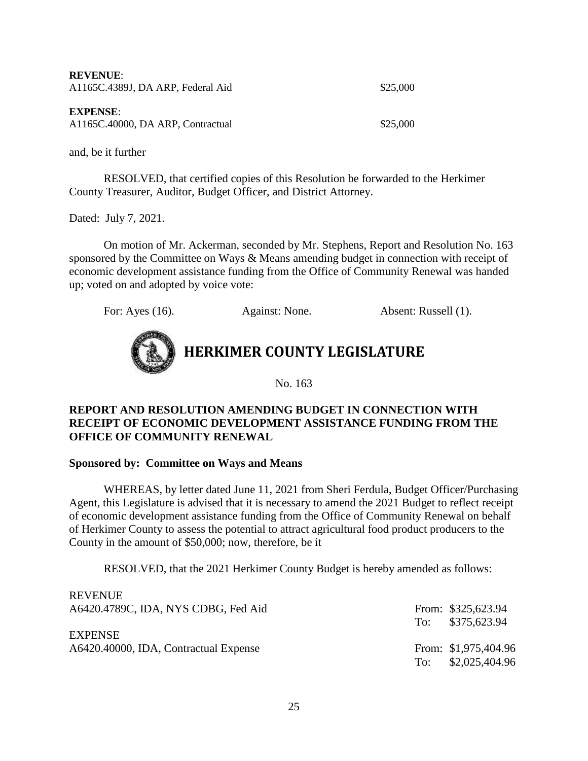**REVENUE**:
A1165C.4389J, DA ARP, Federal Aid $25,000

**EXPENSE**:
A1165C.40000, DA ARP, Contractual $25,000

and, be it further

RESOLVED, that certified copies of this Resolution be forwarded to the Herkimer County Treasurer, Auditor, Budget Officer, and District Attorney.

Dated: July 7, 2021.

On motion of Mr. Ackerman, seconded by Mr. Stephens, Report and Resolution No. 163 sponsored by the Committee on Ways & Means amending budget in connection with receipt of economic development assistance funding from the Office of Community Renewal was handed up; voted on and adopted by voice vote:

For: Ayes (16). Against: None. Absent: Russell (1).

# HERKIMER COUNTY LEGISLATURE

No. 163

**REPORT AND RESOLUTION AMENDING BUDGET IN CONNECTION WITH RECEIPT OF ECONOMIC DEVELOPMENT ASSISTANCE FUNDING FROM THE OFFICE OF COMMUNITY RENEWAL**

**Sponsored by: Committee on Ways and Means**

WHEREAS, by letter dated June 11, 2021 from Sheri Ferdula, Budget Officer/Purchasing Agent, this Legislature is advised that it is necessary to amend the 2021 Budget to reflect receipt of economic development assistance funding from the Office of Community Renewal on behalf of Herkimer County to assess the potential to attract agricultural food product producers to the County in the amount of $50,000; now, therefore, be it

RESOLVED, that the 2021 Herkimer County Budget is hereby amended as follows:

REVENUE
A6420.4789C, IDA, NYS CDBG, Fed Aid From: $325,623.94
To: $375,623.94

EXPENSE
A6420.40000, IDA, Contractual Expense From: $1,975,404.96
To: $2,025,404.96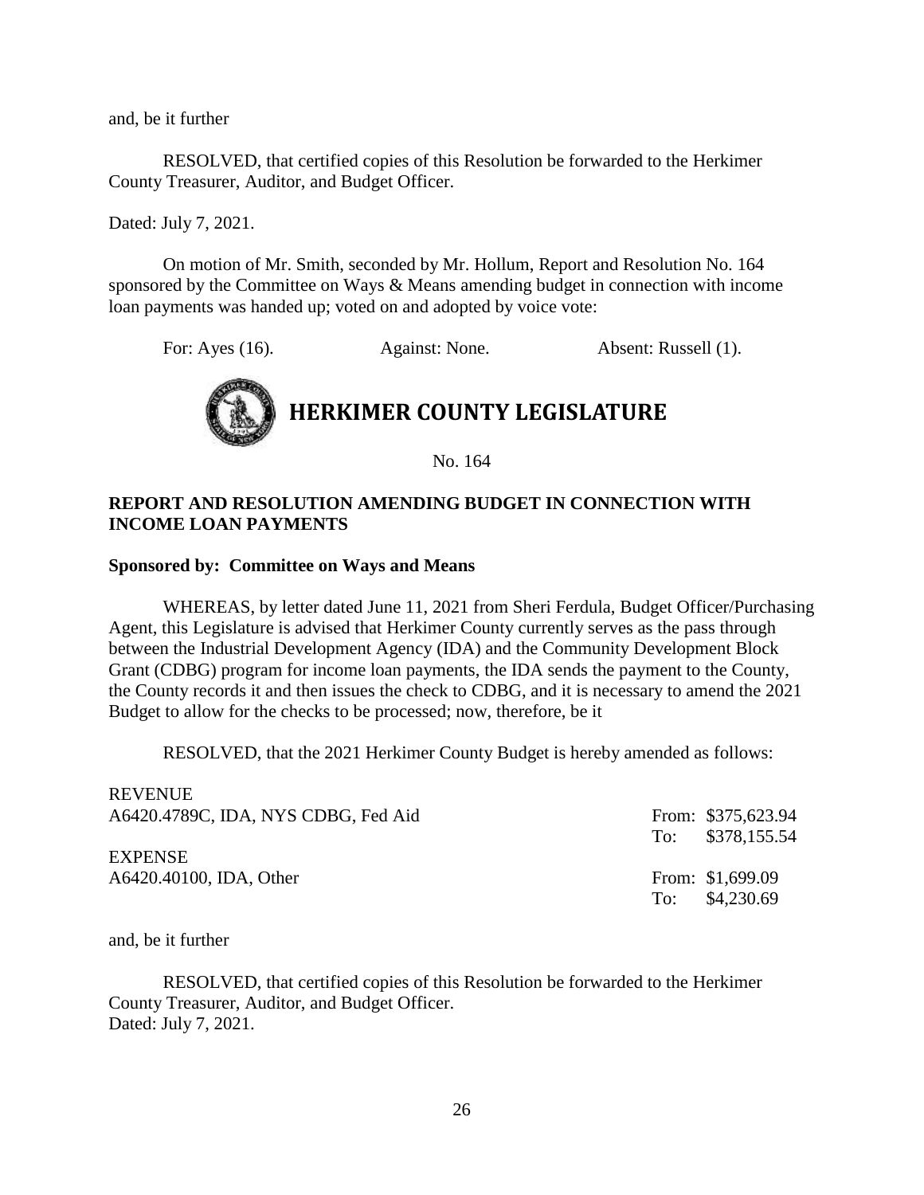and, be it further

RESOLVED, that certified copies of this Resolution be forwarded to the Herkimer County Treasurer, Auditor, and Budget Officer.

Dated: July 7, 2021.

On motion of Mr. Smith, seconded by Mr. Hollum, Report and Resolution No. 164 sponsored by the Committee on Ways & Means amending budget in connection with income loan payments was handed up; voted on and adopted by voice vote:

For: Ayes (16). Against: None. Absent: Russell (1).

# HERKIMER COUNTY LEGISLATURE

No. 164

**REPORT AND RESOLUTION AMENDING BUDGET IN CONNECTION WITH INCOME LOAN PAYMENTS**

**Sponsored by: Committee on Ways and Means**

WHEREAS, by letter dated June 11, 2021 from Sheri Ferdula, Budget Officer/Purchasing Agent, this Legislature is advised that Herkimer County currently serves as the pass through between the Industrial Development Agency (IDA) and the Community Development Block Grant (CDBG) program for income loan payments, the IDA sends the payment to the County, the County records it and then issues the check to CDBG, and it is necessary to amend the 2021 Budget to allow for the checks to be processed; now, therefore, be it

RESOLVED, that the 2021 Herkimer County Budget is hereby amended as follows:

| | | |
|---|---|---|
| REVENUE | | |
| A6420.4789C, IDA, NYS CDBG, Fed Aid | From: | $375,623.94 |
| | To: | $378,155.54 |
| EXPENSE | | |
| A6420.40100, IDA, Other | From: | $1,699.09 |
| | To: | $4,230.69 |

and, be it further

RESOLVED, that certified copies of this Resolution be forwarded to the Herkimer County Treasurer, Auditor, and Budget Officer.
Dated: July 7, 2021.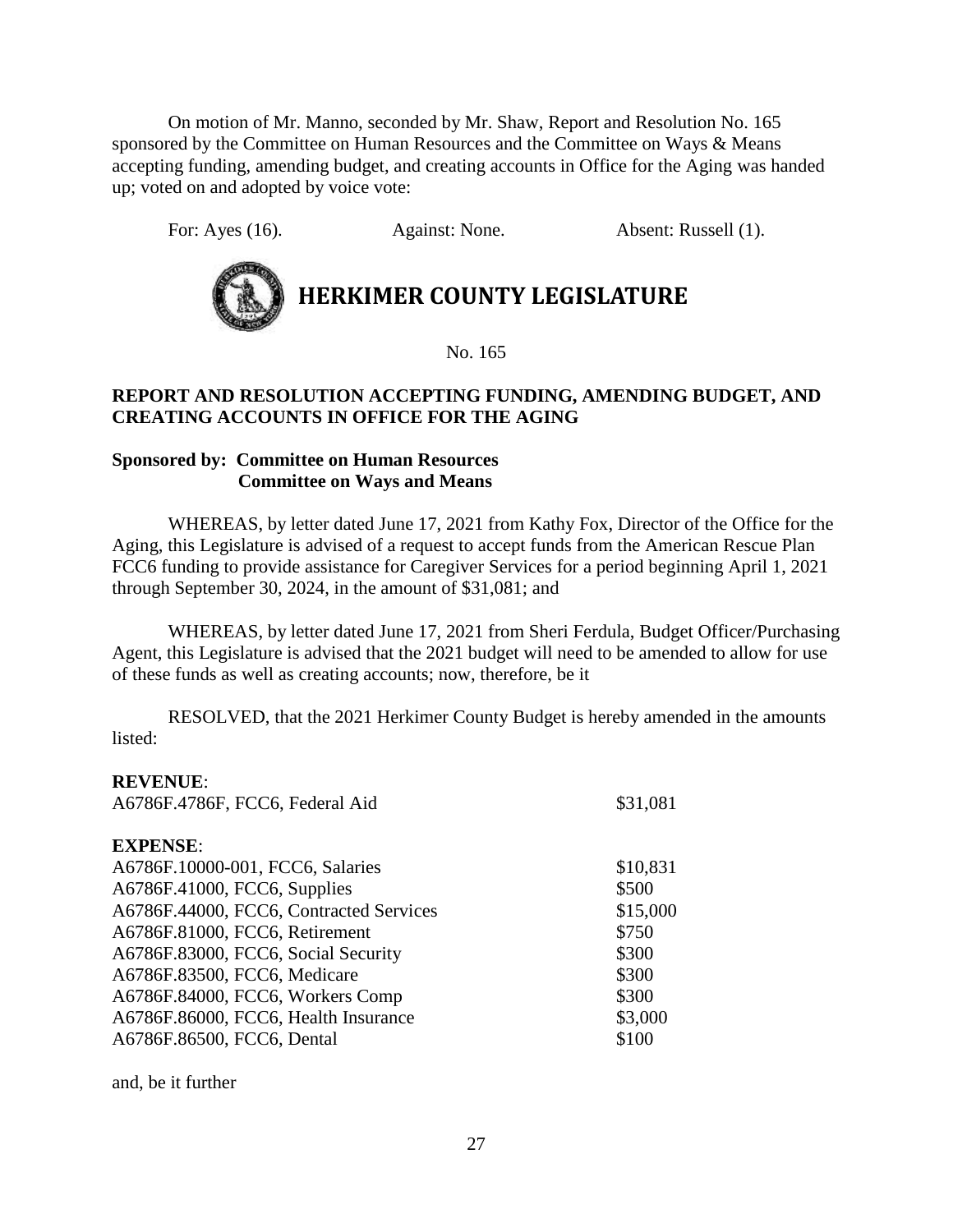On motion of Mr. Manno, seconded by Mr. Shaw, Report and Resolution No. 165 sponsored by the Committee on Human Resources and the Committee on Ways & Means accepting funding, amending budget, and creating accounts in Office for the Aging was handed up; voted on and adopted by voice vote:

For: Ayes (16). Against: None. Absent: Russell (1).

# HERKIMER COUNTY LEGISLATURE

No. 165

**REPORT AND RESOLUTION ACCEPTING FUNDING, AMENDING BUDGET, AND CREATING ACCOUNTS IN OFFICE FOR THE AGING**

**Sponsored by: Committee on Human Resources**
**Committee on Ways and Means**

WHEREAS, by letter dated June 17, 2021 from Kathy Fox, Director of the Office for the Aging, this Legislature is advised of a request to accept funds from the American Rescue Plan FCC6 funding to provide assistance for Caregiver Services for a period beginning April 1, 2021 through September 30, 2024, in the amount of $31,081; and

WHEREAS, by letter dated June 17, 2021 from Sheri Ferdula, Budget Officer/Purchasing Agent, this Legislature is advised that the 2021 budget will need to be amended to allow for use of these funds as well as creating accounts; now, therefore, be it

RESOLVED, that the 2021 Herkimer County Budget is hereby amended in the amounts listed:

**REVENUE**:

| | |
|---|---|
| A6786F.4786F, FCC6, Federal Aid | $31,081 |

**EXPENSE**:

| | |
|---|---|
| A6786F.10000-001, FCC6, Salaries | $10,831 |
| A6786F.41000, FCC6, Supplies | $500 |
| A6786F.44000, FCC6, Contracted Services | $15,000 |
| A6786F.81000, FCC6, Retirement | $750 |
| A6786F.83000, FCC6, Social Security | $300 |
| A6786F.83500, FCC6, Medicare | $300 |
| A6786F.84000, FCC6, Workers Comp | $300 |
| A6786F.86000, FCC6, Health Insurance | $3,000 |
| A6786F.86500, FCC6, Dental | $100 |

and, be it further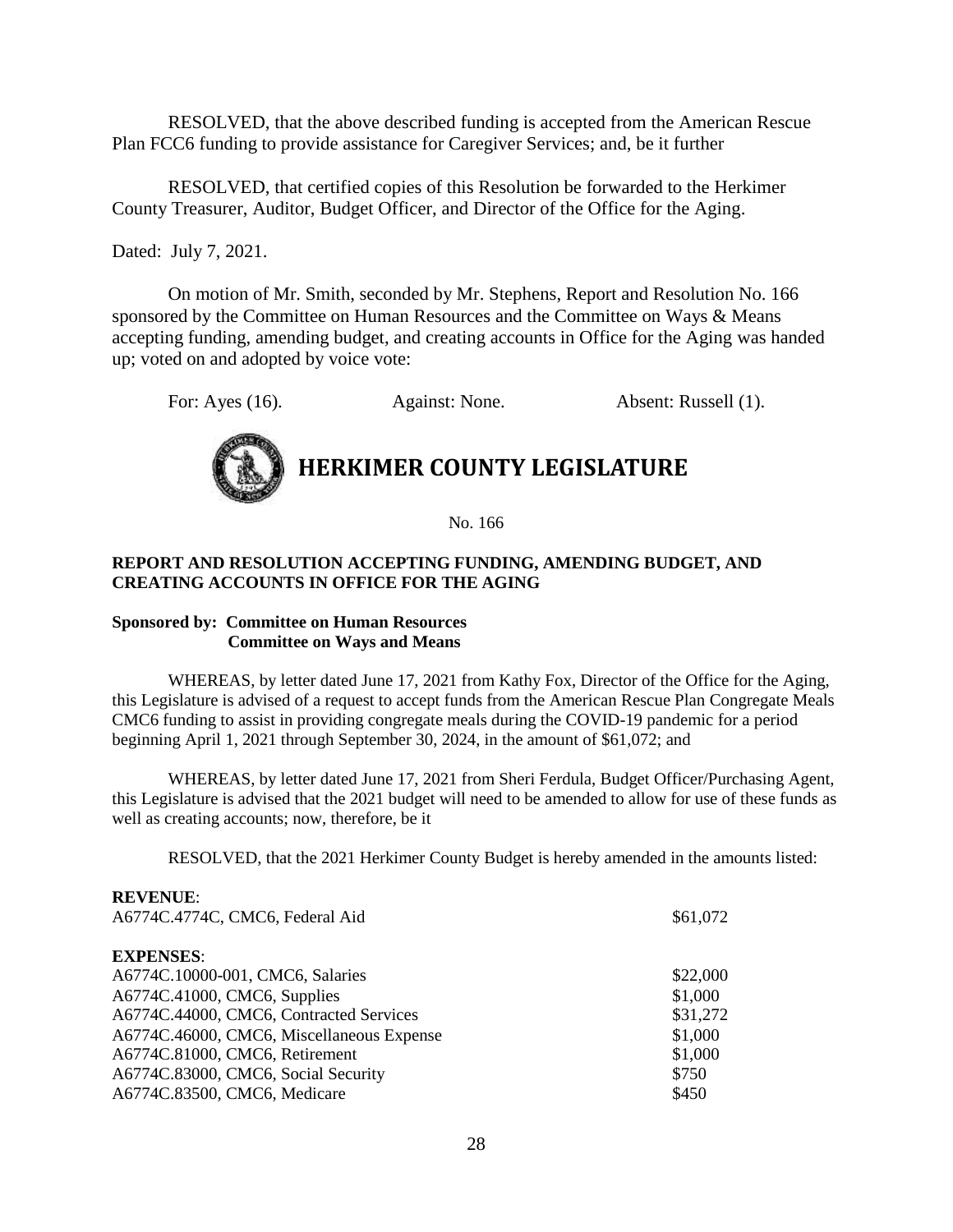RESOLVED, that the above described funding is accepted from the American Rescue Plan FCC6 funding to provide assistance for Caregiver Services; and, be it further

RESOLVED, that certified copies of this Resolution be forwarded to the Herkimer County Treasurer, Auditor, Budget Officer, and Director of the Office for the Aging.

Dated: July 7, 2021.

On motion of Mr. Smith, seconded by Mr. Stephens, Report and Resolution No. 166 sponsored by the Committee on Human Resources and the Committee on Ways & Means accepting funding, amending budget, and creating accounts in Office for the Aging was handed up; voted on and adopted by voice vote:

For: Ayes (16). Against: None. Absent: Russell (1).

# HERKIMER COUNTY LEGISLATURE

No. 166

**REPORT AND RESOLUTION ACCEPTING FUNDING, AMENDING BUDGET, AND CREATING ACCOUNTS IN OFFICE FOR THE AGING**

**Sponsored by: Committee on Human Resources**
**Committee on Ways and Means**

WHEREAS, by letter dated June 17, 2021 from Kathy Fox, Director of the Office for the Aging, this Legislature is advised of a request to accept funds from the American Rescue Plan Congregate Meals CMC6 funding to assist in providing congregate meals during the COVID-19 pandemic for a period beginning April 1, 2021 through September 30, 2024, in the amount of $61,072; and

WHEREAS, by letter dated June 17, 2021 from Sheri Ferdula, Budget Officer/Purchasing Agent, this Legislature is advised that the 2021 budget will need to be amended to allow for use of these funds as well as creating accounts; now, therefore, be it

RESOLVED, that the 2021 Herkimer County Budget is hereby amended in the amounts listed:

**REVENUE**:

| | |
|---|---|
| A6774C.4774C, CMC6, Federal Aid | $61,072 |

**EXPENSES**:

| | |
|---|---|
| A6774C.10000-001, CMC6, Salaries | $22,000 |
| A6774C.41000, CMC6, Supplies | $1,000 |
| A6774C.44000, CMC6, Contracted Services | $31,272 |
| A6774C.46000, CMC6, Miscellaneous Expense | $1,000 |
| A6774C.81000, CMC6, Retirement | $1,000 |
| A6774C.83000, CMC6, Social Security | $750 |
| A6774C.83500, CMC6, Medicare | $450 |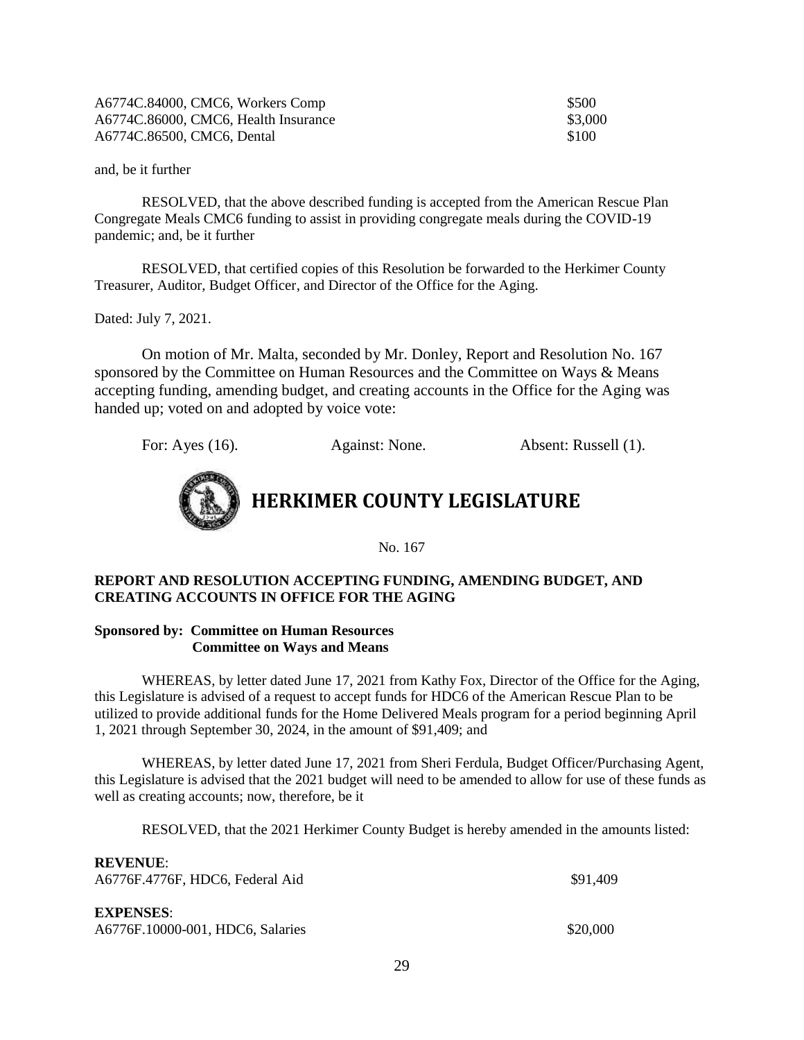| | |
|---|---|
| A6774C.84000, CMC6, Workers Comp | $500 |
| A6774C.86000, CMC6, Health Insurance | $3,000 |
| A6774C.86500, CMC6, Dental | $100 |

and, be it further

RESOLVED, that the above described funding is accepted from the American Rescue Plan Congregate Meals CMC6 funding to assist in providing congregate meals during the COVID-19 pandemic; and, be it further

RESOLVED, that certified copies of this Resolution be forwarded to the Herkimer County Treasurer, Auditor, Budget Officer, and Director of the Office for the Aging.

Dated: July 7, 2021.

On motion of Mr. Malta, seconded by Mr. Donley, Report and Resolution No. 167 sponsored by the Committee on Human Resources and the Committee on Ways & Means accepting funding, amending budget, and creating accounts in the Office for the Aging was handed up; voted on and adopted by voice vote:

For: Ayes (16). Against: None. Absent: Russell (1).

# HERKIMER COUNTY LEGISLATURE

No. 167

**REPORT AND RESOLUTION ACCEPTING FUNDING, AMENDING BUDGET, AND CREATING ACCOUNTS IN OFFICE FOR THE AGING**

**Sponsored by: Committee on Human Resources**
**Committee on Ways and Means**

WHEREAS, by letter dated June 17, 2021 from Kathy Fox, Director of the Office for the Aging, this Legislature is advised of a request to accept funds for HDC6 of the American Rescue Plan to be utilized to provide additional funds for the Home Delivered Meals program for a period beginning April 1, 2021 through September 30, 2024, in the amount of $91,409; and

WHEREAS, by letter dated June 17, 2021 from Sheri Ferdula, Budget Officer/Purchasing Agent, this Legislature is advised that the 2021 budget will need to be amended to allow for use of these funds as well as creating accounts; now, therefore, be it

RESOLVED, that the 2021 Herkimer County Budget is hereby amended in the amounts listed:

**REVENUE**:

| | |
|---|---|
| A6776F.4776F, HDC6, Federal Aid | $91,409 |

**EXPENSES**:

| | |
|---|---|
| A6776F.10000-001, HDC6, Salaries | $20,000 |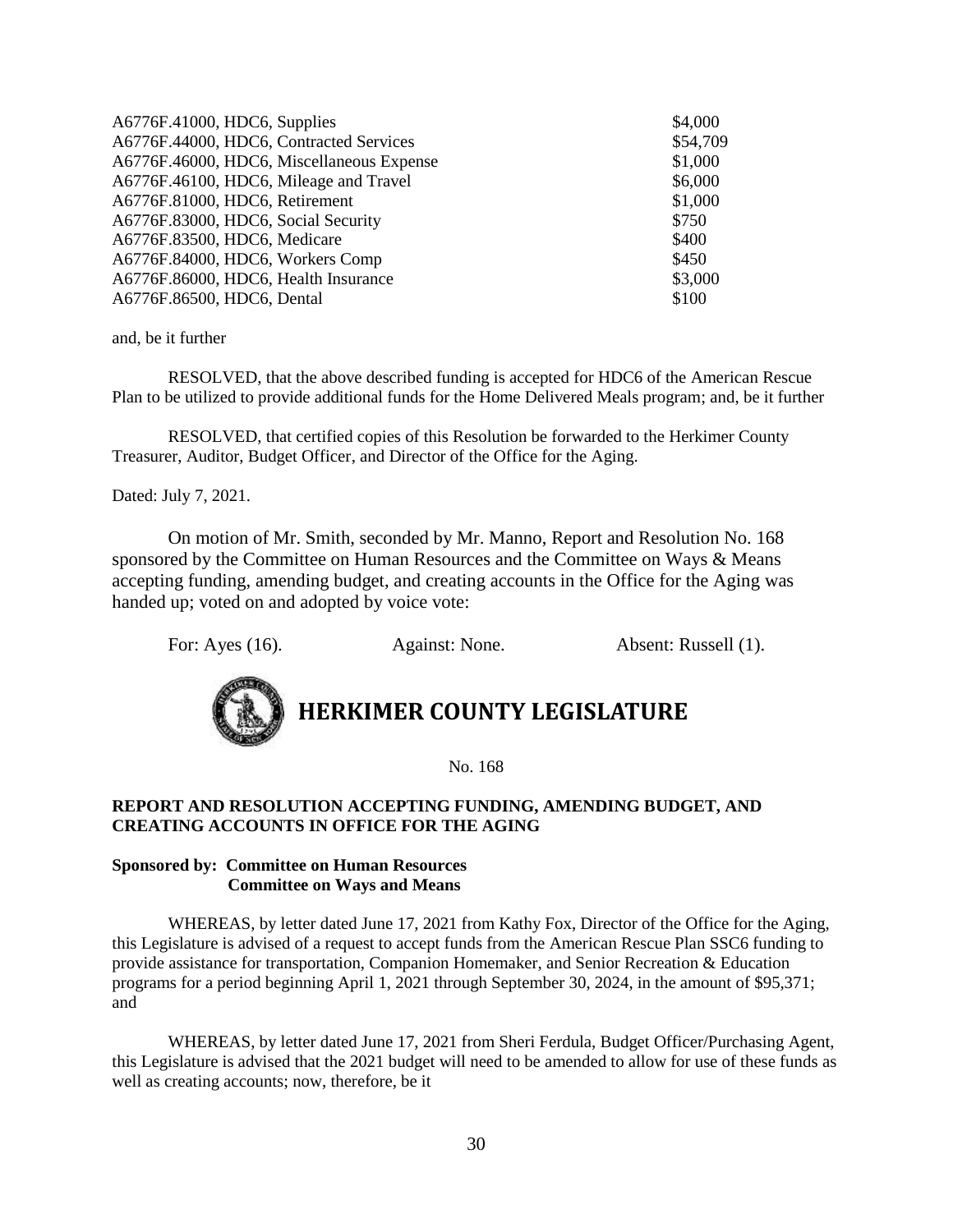| | |
|---|---|
| A6776F.41000, HDC6, Supplies | $4,000 |
| A6776F.44000, HDC6, Contracted Services | $54,709 |
| A6776F.46000, HDC6, Miscellaneous Expense | $1,000 |
| A6776F.46100, HDC6, Mileage and Travel | $6,000 |
| A6776F.81000, HDC6, Retirement | $1,000 |
| A6776F.83000, HDC6, Social Security | $750 |
| A6776F.83500, HDC6, Medicare | $400 |
| A6776F.84000, HDC6, Workers Comp | $450 |
| A6776F.86000, HDC6, Health Insurance | $3,000 |
| A6776F.86500, HDC6, Dental | $100 |

and, be it further

RESOLVED, that the above described funding is accepted for HDC6 of the American Rescue Plan to be utilized to provide additional funds for the Home Delivered Meals program; and, be it further

RESOLVED, that certified copies of this Resolution be forwarded to the Herkimer County Treasurer, Auditor, Budget Officer, and Director of the Office for the Aging.

Dated: July 7, 2021.

On motion of Mr. Smith, seconded by Mr. Manno, Report and Resolution No. 168 sponsored by the Committee on Human Resources and the Committee on Ways & Means accepting funding, amending budget, and creating accounts in the Office for the Aging was handed up; voted on and adopted by voice vote:

For: Ayes (16). Against: None. Absent: Russell (1).

# HERKIMER COUNTY LEGISLATURE

No. 168

**REPORT AND RESOLUTION ACCEPTING FUNDING, AMENDING BUDGET, AND CREATING ACCOUNTS IN OFFICE FOR THE AGING**

**Sponsored by: Committee on Human Resources**
**Committee on Ways and Means**

WHEREAS, by letter dated June 17, 2021 from Kathy Fox, Director of the Office for the Aging, this Legislature is advised of a request to accept funds from the American Rescue Plan SSC6 funding to provide assistance for transportation, Companion Homemaker, and Senior Recreation & Education programs for a period beginning April 1, 2021 through September 30, 2024, in the amount of $95,371; and

WHEREAS, by letter dated June 17, 2021 from Sheri Ferdula, Budget Officer/Purchasing Agent, this Legislature is advised that the 2021 budget will need to be amended to allow for use of these funds as well as creating accounts; now, therefore, be it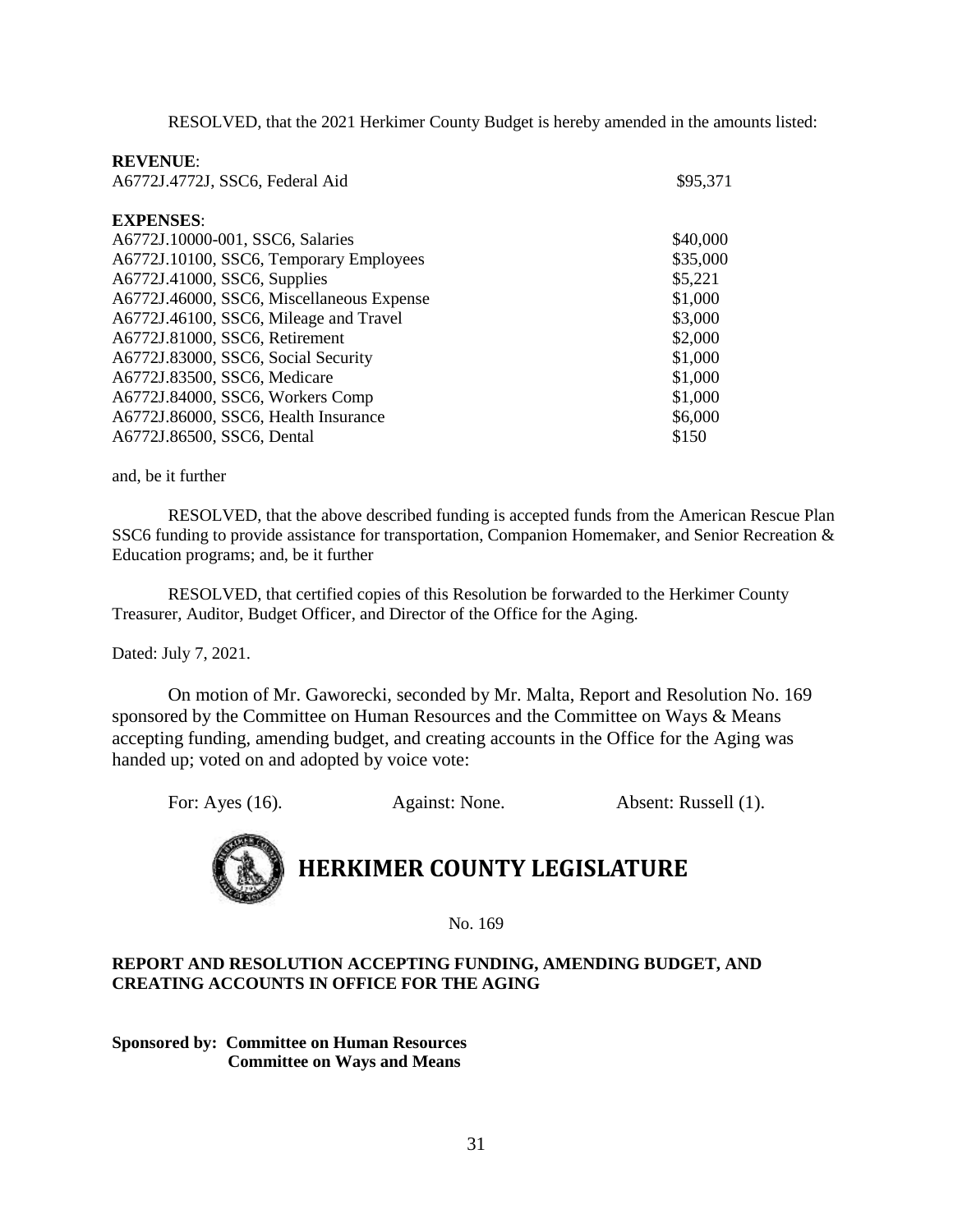RESOLVED, that the 2021 Herkimer County Budget is hereby amended in the amounts listed:

**REVENUE**:

| | |
|---|---|
| A6772J.4772J, SSC6, Federal Aid | \$95,371 |

**EXPENSES**:

| | |
|---|---|
| A6772J.10000-001, SSC6, Salaries | \$40,000 |
| A6772J.10100, SSC6, Temporary Employees | \$35,000 |
| A6772J.41000, SSC6, Supplies | \$5,221 |
| A6772J.46000, SSC6, Miscellaneous Expense | \$1,000 |
| A6772J.46100, SSC6, Mileage and Travel | \$3,000 |
| A6772J.81000, SSC6, Retirement | \$2,000 |
| A6772J.83000, SSC6, Social Security | \$1,000 |
| A6772J.83500, SSC6, Medicare | \$1,000 |
| A6772J.84000, SSC6, Workers Comp | \$1,000 |
| A6772J.86000, SSC6, Health Insurance | \$6,000 |
| A6772J.86500, SSC6, Dental | \$150 |

and, be it further

RESOLVED, that the above described funding is accepted funds from the American Rescue Plan SSC6 funding to provide assistance for transportation, Companion Homemaker, and Senior Recreation & Education programs; and, be it further

RESOLVED, that certified copies of this Resolution be forwarded to the Herkimer County Treasurer, Auditor, Budget Officer, and Director of the Office for the Aging.

Dated: July 7, 2021.

On motion of Mr. Gaworecki, seconded by Mr. Malta, Report and Resolution No. 169 sponsored by the Committee on Human Resources and the Committee on Ways & Means accepting funding, amending budget, and creating accounts in the Office for the Aging was handed up; voted on and adopted by voice vote:

For: Ayes (16). Against: None. Absent: Russell (1).

# HERKIMER COUNTY LEGISLATURE

No. 169

**REPORT AND RESOLUTION ACCEPTING FUNDING, AMENDING BUDGET, AND CREATING ACCOUNTS IN OFFICE FOR THE AGING**

**Sponsored by: Committee on Human Resources**
**Committee on Ways and Means**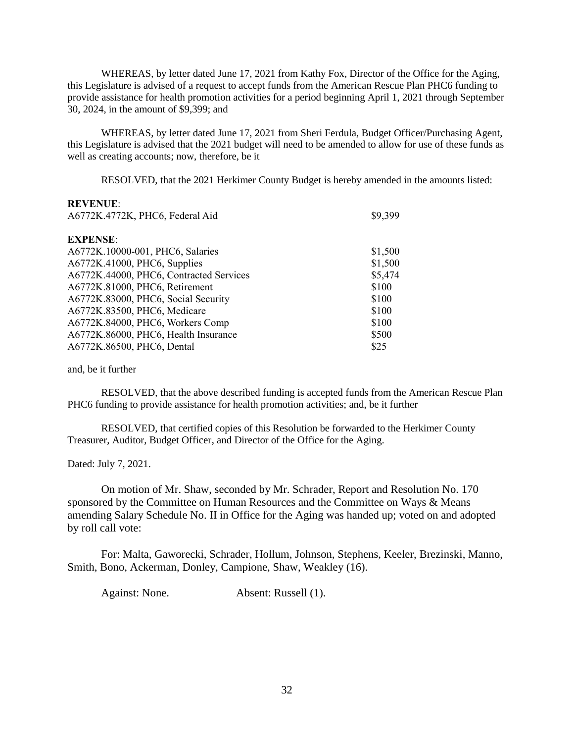WHEREAS, by letter dated June 17, 2021 from Kathy Fox, Director of the Office for the Aging, this Legislature is advised of a request to accept funds from the American Rescue Plan PHC6 funding to provide assistance for health promotion activities for a period beginning April 1, 2021 through September 30, 2024, in the amount of $9,399; and

WHEREAS, by letter dated June 17, 2021 from Sheri Ferdula, Budget Officer/Purchasing Agent, this Legislature is advised that the 2021 budget will need to be amended to allow for use of these funds as well as creating accounts; now, therefore, be it

RESOLVED, that the 2021 Herkimer County Budget is hereby amended in the amounts listed:

| | |
|---|---|
| **REVENUE**: | |
| A6772K.4772K, PHC6, Federal Aid | $9,399 |
| **EXPENSE**: | |
| A6772K.10000-001, PHC6, Salaries | $1,500 |
| A6772K.41000, PHC6, Supplies | $1,500 |
| A6772K.44000, PHC6, Contracted Services | $5,474 |
| A6772K.81000, PHC6, Retirement | $100 |
| A6772K.83000, PHC6, Social Security | $100 |
| A6772K.83500, PHC6, Medicare | $100 |
| A6772K.84000, PHC6, Workers Comp | $100 |
| A6772K.86000, PHC6, Health Insurance | $500 |
| A6772K.86500, PHC6, Dental | $25 |

and, be it further

RESOLVED, that the above described funding is accepted funds from the American Rescue Plan PHC6 funding to provide assistance for health promotion activities; and, be it further

RESOLVED, that certified copies of this Resolution be forwarded to the Herkimer County Treasurer, Auditor, Budget Officer, and Director of the Office for the Aging.

Dated: July 7, 2021.

On motion of Mr. Shaw, seconded by Mr. Schrader, Report and Resolution No. 170 sponsored by the Committee on Human Resources and the Committee on Ways & Means amending Salary Schedule No. II in Office for the Aging was handed up; voted on and adopted by roll call vote:

For: Malta, Gaworecki, Schrader, Hollum, Johnson, Stephens, Keeler, Brezinski, Manno, Smith, Bono, Ackerman, Donley, Campione, Shaw, Weakley (16).

Against: None. Absent: Russell (1).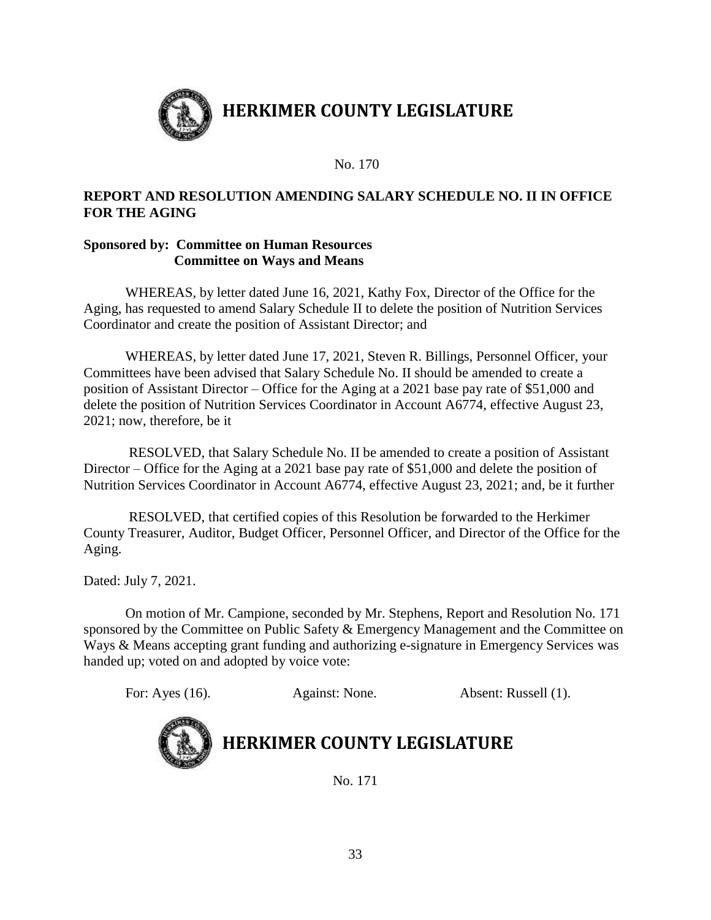# HERKIMER COUNTY LEGISLATURE

No. 170

**REPORT AND RESOLUTION AMENDING SALARY SCHEDULE NO. II IN OFFICE FOR THE AGING**

**Sponsored by: Committee on Human Resources**
**Committee on Ways and Means**

WHEREAS, by letter dated June 16, 2021, Kathy Fox, Director of the Office for the Aging, has requested to amend Salary Schedule II to delete the position of Nutrition Services Coordinator and create the position of Assistant Director; and

WHEREAS, by letter dated June 17, 2021, Steven R. Billings, Personnel Officer, your Committees have been advised that Salary Schedule No. II should be amended to create a position of Assistant Director – Office for the Aging at a 2021 base pay rate of $51,000 and delete the position of Nutrition Services Coordinator in Account A6774, effective August 23, 2021; now, therefore, be it

RESOLVED, that Salary Schedule No. II be amended to create a position of Assistant Director – Office for the Aging at a 2021 base pay rate of $51,000 and delete the position of Nutrition Services Coordinator in Account A6774, effective August 23, 2021; and, be it further

RESOLVED, that certified copies of this Resolution be forwarded to the Herkimer County Treasurer, Auditor, Budget Officer, Personnel Officer, and Director of the Office for the Aging.

Dated: July 7, 2021.

On motion of Mr. Campione, seconded by Mr. Stephens, Report and Resolution No. 171 sponsored by the Committee on Public Safety & Emergency Management and the Committee on Ways & Means accepting grant funding and authorizing e-signature in Emergency Services was handed up; voted on and adopted by voice vote:

For: Ayes (16). Against: None. Absent: Russell (1).

# HERKIMER COUNTY LEGISLATURE

No. 171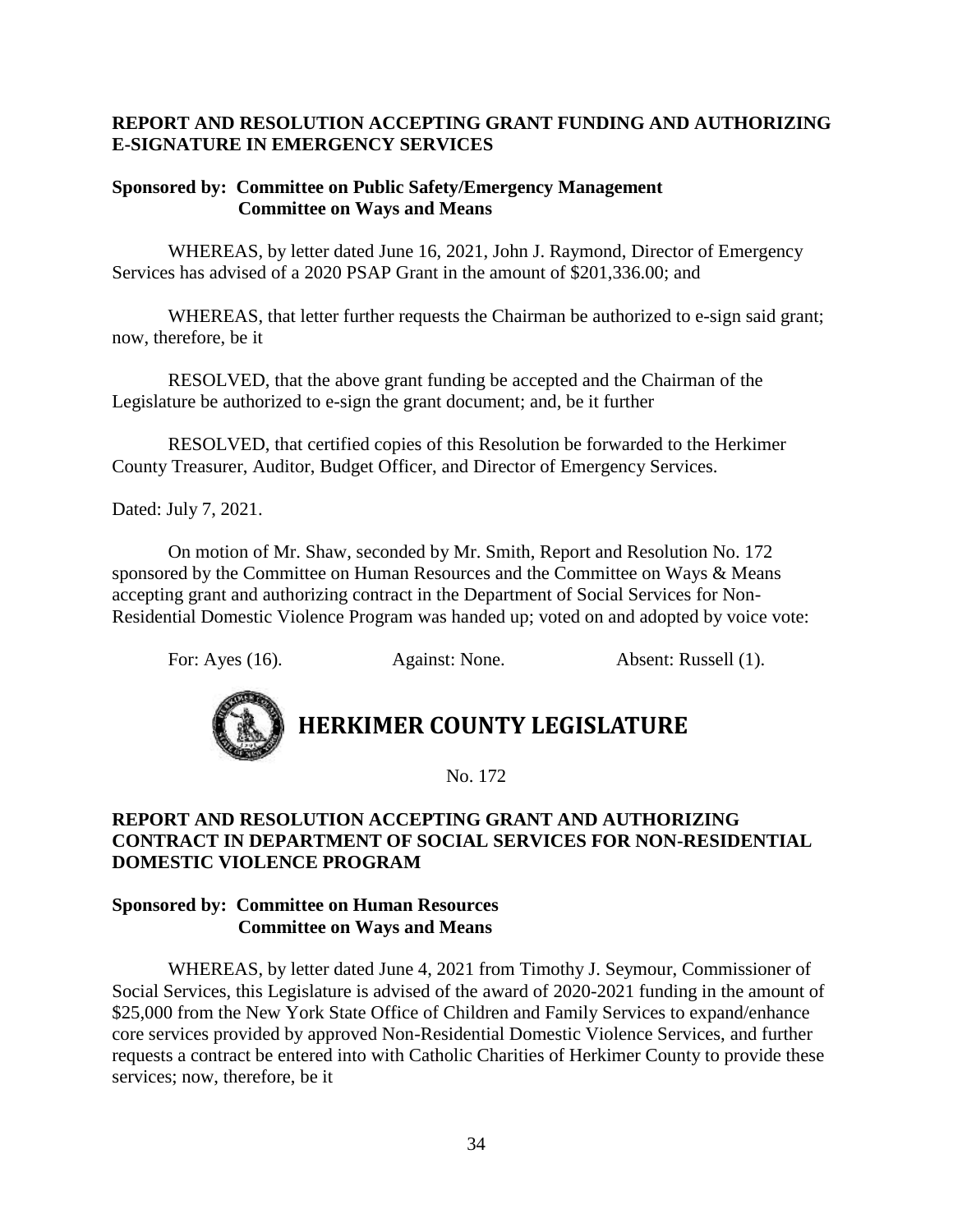**REPORT AND RESOLUTION ACCEPTING GRANT FUNDING AND AUTHORIZING E-SIGNATURE IN EMERGENCY SERVICES**

**Sponsored by: Committee on Public Safety/Emergency Management**
**Committee on Ways and Means**

WHEREAS, by letter dated June 16, 2021, John J. Raymond, Director of Emergency Services has advised of a 2020 PSAP Grant in the amount of $201,336.00; and

WHEREAS, that letter further requests the Chairman be authorized to e-sign said grant; now, therefore, be it

RESOLVED, that the above grant funding be accepted and the Chairman of the Legislature be authorized to e-sign the grant document; and, be it further

RESOLVED, that certified copies of this Resolution be forwarded to the Herkimer County Treasurer, Auditor, Budget Officer, and Director of Emergency Services.

Dated: July 7, 2021.

On motion of Mr. Shaw, seconded by Mr. Smith, Report and Resolution No. 172 sponsored by the Committee on Human Resources and the Committee on Ways & Means accepting grant and authorizing contract in the Department of Social Services for Non-Residential Domestic Violence Program was handed up; voted on and adopted by voice vote:

For: Ayes (16). Against: None. Absent: Russell (1).

# HERKIMER COUNTY LEGISLATURE

No. 172

**REPORT AND RESOLUTION ACCEPTING GRANT AND AUTHORIZING CONTRACT IN DEPARTMENT OF SOCIAL SERVICES FOR NON-RESIDENTIAL DOMESTIC VIOLENCE PROGRAM**

**Sponsored by: Committee on Human Resources**
**Committee on Ways and Means**

WHEREAS, by letter dated June 4, 2021 from Timothy J. Seymour, Commissioner of Social Services, this Legislature is advised of the award of 2020-2021 funding in the amount of $25,000 from the New York State Office of Children and Family Services to expand/enhance core services provided by approved Non-Residential Domestic Violence Services, and further requests a contract be entered into with Catholic Charities of Herkimer County to provide these services; now, therefore, be it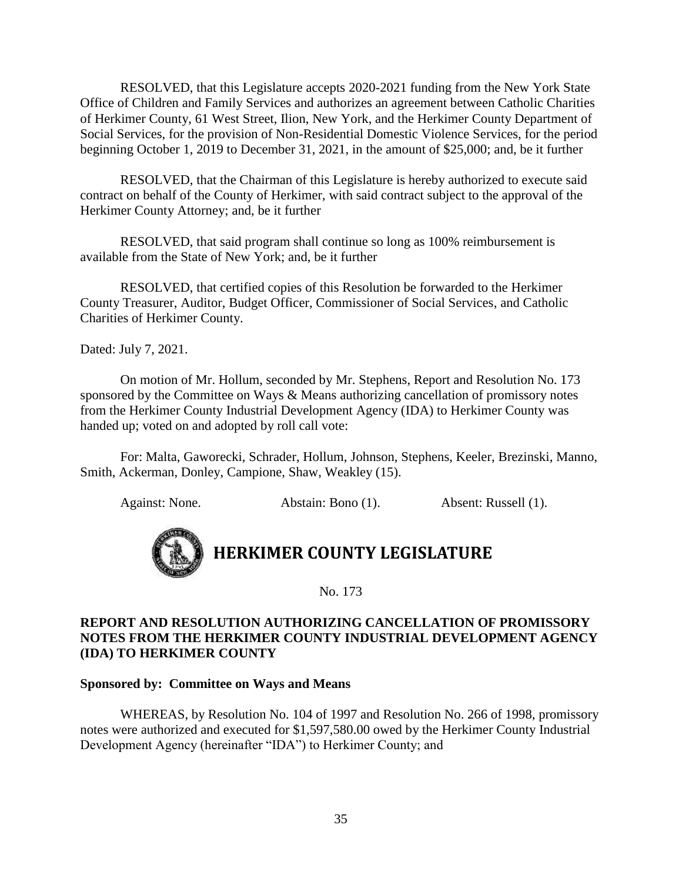RESOLVED, that this Legislature accepts 2020-2021 funding from the New York State Office of Children and Family Services and authorizes an agreement between Catholic Charities of Herkimer County, 61 West Street, Ilion, New York, and the Herkimer County Department of Social Services, for the provision of Non-Residential Domestic Violence Services, for the period beginning October 1, 2019 to December 31, 2021, in the amount of $25,000; and, be it further

RESOLVED, that the Chairman of this Legislature is hereby authorized to execute said contract on behalf of the County of Herkimer, with said contract subject to the approval of the Herkimer County Attorney; and, be it further

RESOLVED, that said program shall continue so long as 100% reimbursement is available from the State of New York; and, be it further

RESOLVED, that certified copies of this Resolution be forwarded to the Herkimer County Treasurer, Auditor, Budget Officer, Commissioner of Social Services, and Catholic Charities of Herkimer County.

Dated: July 7, 2021.

On motion of Mr. Hollum, seconded by Mr. Stephens, Report and Resolution No. 173 sponsored by the Committee on Ways & Means authorizing cancellation of promissory notes from the Herkimer County Industrial Development Agency (IDA) to Herkimer County was handed up; voted on and adopted by roll call vote:

For: Malta, Gaworecki, Schrader, Hollum, Johnson, Stephens, Keeler, Brezinski, Manno, Smith, Ackerman, Donley, Campione, Shaw, Weakley (15).

Against: None. Abstain: Bono (1). Absent: Russell (1).

# HERKIMER COUNTY LEGISLATURE

No. 173

**REPORT AND RESOLUTION AUTHORIZING CANCELLATION OF PROMISSORY NOTES FROM THE HERKIMER COUNTY INDUSTRIAL DEVELOPMENT AGENCY (IDA) TO HERKIMER COUNTY**

**Sponsored by: Committee on Ways and Means**

WHEREAS, by Resolution No. 104 of 1997 and Resolution No. 266 of 1998, promissory notes were authorized and executed for $1,597,580.00 owed by the Herkimer County Industrial Development Agency (hereinafter "IDA") to Herkimer County; and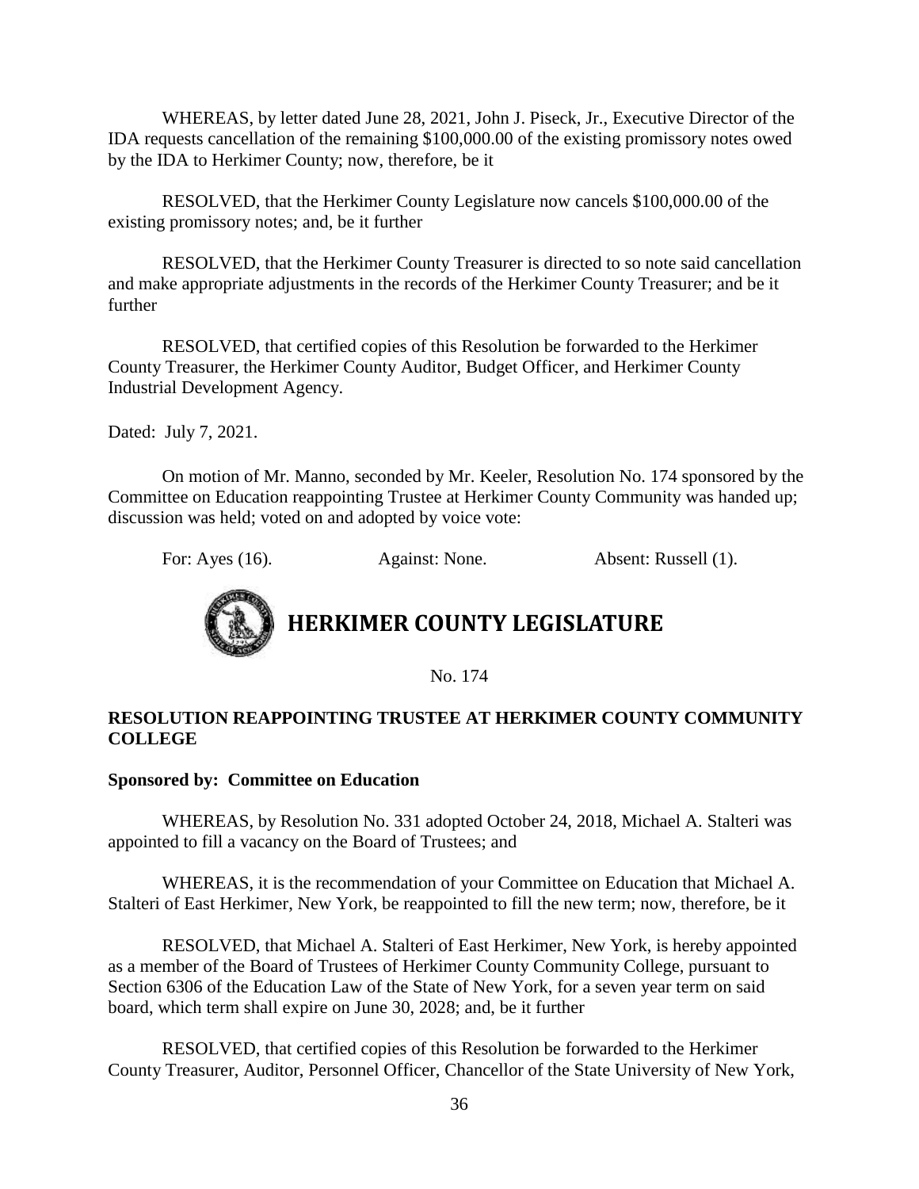WHEREAS, by letter dated June 28, 2021, John J. Piseck, Jr., Executive Director of the IDA requests cancellation of the remaining $100,000.00 of the existing promissory notes owed by the IDA to Herkimer County; now, therefore, be it

RESOLVED, that the Herkimer County Legislature now cancels $100,000.00 of the existing promissory notes; and, be it further

RESOLVED, that the Herkimer County Treasurer is directed to so note said cancellation and make appropriate adjustments in the records of the Herkimer County Treasurer; and be it further

RESOLVED, that certified copies of this Resolution be forwarded to the Herkimer County Treasurer, the Herkimer County Auditor, Budget Officer, and Herkimer County Industrial Development Agency.

Dated: July 7, 2021.

On motion of Mr. Manno, seconded by Mr. Keeler, Resolution No. 174 sponsored by the Committee on Education reappointing Trustee at Herkimer County Community was handed up; discussion was held; voted on and adopted by voice vote:

For: Ayes (16). Against: None. Absent: Russell (1).

# HERKIMER COUNTY LEGISLATURE

No. 174

## RESOLUTION REAPPOINTING TRUSTEE AT HERKIMER COUNTY COMMUNITY COLLEGE

**Sponsored by: Committee on Education**

WHEREAS, by Resolution No. 331 adopted October 24, 2018, Michael A. Stalteri was appointed to fill a vacancy on the Board of Trustees; and

WHEREAS, it is the recommendation of your Committee on Education that Michael A. Stalteri of East Herkimer, New York, be reappointed to fill the new term; now, therefore, be it

RESOLVED, that Michael A. Stalteri of East Herkimer, New York, is hereby appointed as a member of the Board of Trustees of Herkimer County Community College, pursuant to Section 6306 of the Education Law of the State of New York, for a seven year term on said board, which term shall expire on June 30, 2028; and, be it further

RESOLVED, that certified copies of this Resolution be forwarded to the Herkimer County Treasurer, Auditor, Personnel Officer, Chancellor of the State University of New York,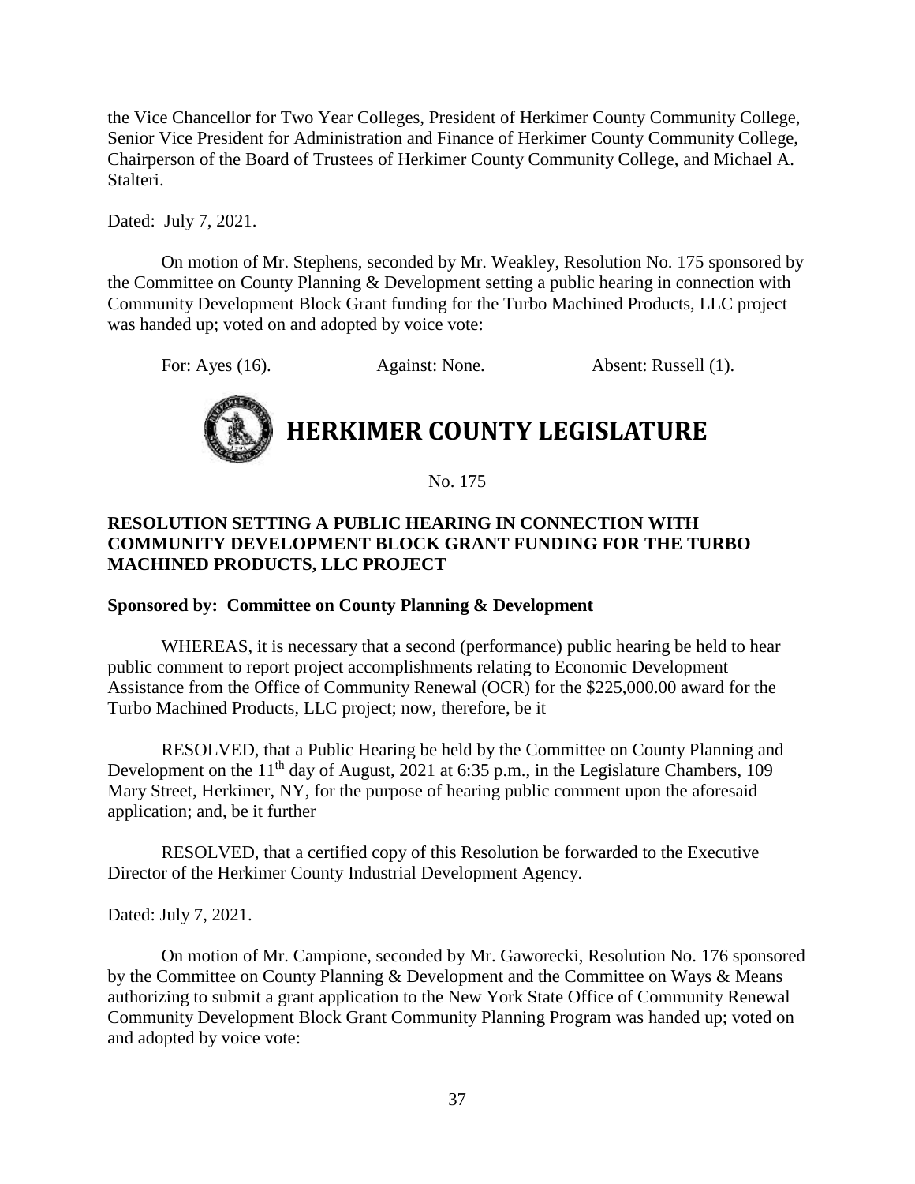the Vice Chancellor for Two Year Colleges, President of Herkimer County Community College, Senior Vice President for Administration and Finance of Herkimer County Community College, Chairperson of the Board of Trustees of Herkimer County Community College, and Michael A. Stalteri.

Dated: July 7, 2021.

On motion of Mr. Stephens, seconded by Mr. Weakley, Resolution No. 175 sponsored by the Committee on County Planning & Development setting a public hearing in connection with Community Development Block Grant funding for the Turbo Machined Products, LLC project was handed up; voted on and adopted by voice vote:

For: Ayes (16). Against: None. Absent: Russell (1).

# HERKIMER COUNTY LEGISLATURE

No. 175

**RESOLUTION SETTING A PUBLIC HEARING IN CONNECTION WITH COMMUNITY DEVELOPMENT BLOCK GRANT FUNDING FOR THE TURBO MACHINED PRODUCTS, LLC PROJECT**

**Sponsored by: Committee on County Planning & Development**

WHEREAS, it is necessary that a second (performance) public hearing be held to hear public comment to report project accomplishments relating to Economic Development Assistance from the Office of Community Renewal (OCR) for the $225,000.00 award for the Turbo Machined Products, LLC project; now, therefore, be it

RESOLVED, that a Public Hearing be held by the Committee on County Planning and Development on the 11th day of August, 2021 at 6:35 p.m., in the Legislature Chambers, 109 Mary Street, Herkimer, NY, for the purpose of hearing public comment upon the aforesaid application; and, be it further

RESOLVED, that a certified copy of this Resolution be forwarded to the Executive Director of the Herkimer County Industrial Development Agency.

Dated: July 7, 2021.

On motion of Mr. Campione, seconded by Mr. Gaworecki, Resolution No. 176 sponsored by the Committee on County Planning & Development and the Committee on Ways & Means authorizing to submit a grant application to the New York State Office of Community Renewal Community Development Block Grant Community Planning Program was handed up; voted on and adopted by voice vote: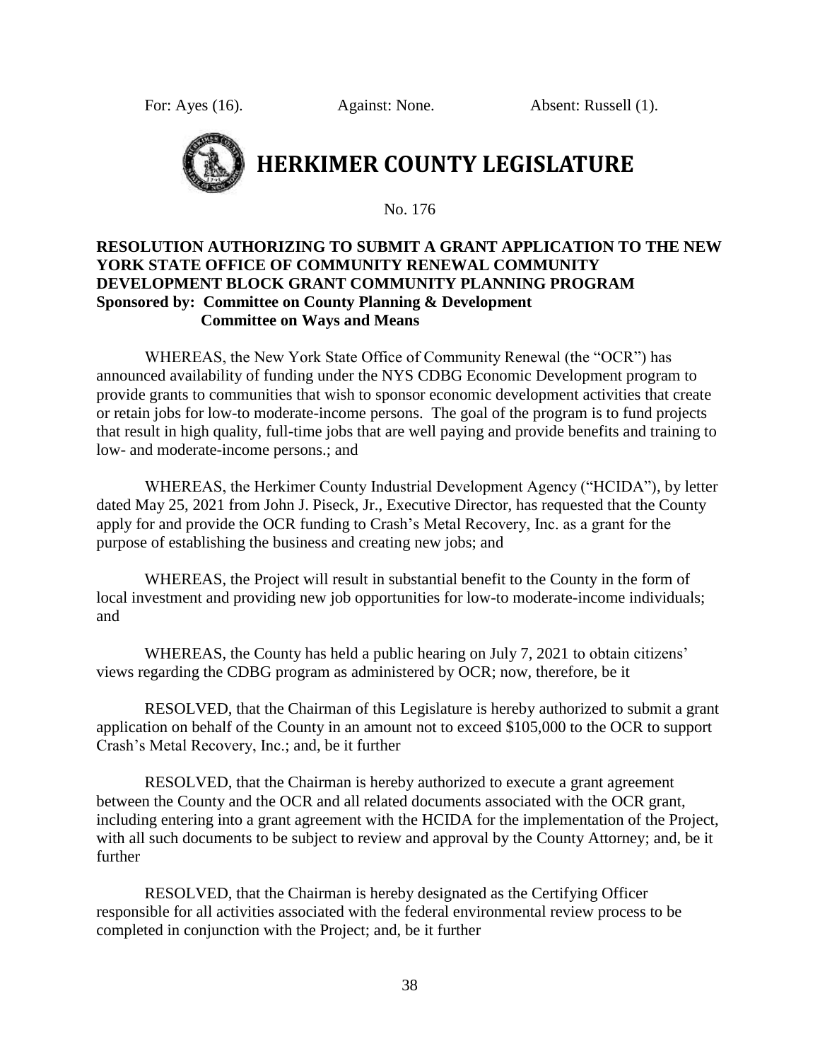For: Ayes (16). Against: None. Absent: Russell (1).

# HERKIMER COUNTY LEGISLATURE

No. 176

**RESOLUTION AUTHORIZING TO SUBMIT A GRANT APPLICATION TO THE NEW YORK STATE OFFICE OF COMMUNITY RENEWAL COMMUNITY DEVELOPMENT BLOCK GRANT COMMUNITY PLANNING PROGRAM**
**Sponsored by: Committee on County Planning & Development**
**Committee on Ways and Means**

WHEREAS, the New York State Office of Community Renewal (the "OCR") has announced availability of funding under the NYS CDBG Economic Development program to provide grants to communities that wish to sponsor economic development activities that create or retain jobs for low-to moderate-income persons. The goal of the program is to fund projects that result in high quality, full-time jobs that are well paying and provide benefits and training to low- and moderate-income persons.; and

WHEREAS, the Herkimer County Industrial Development Agency ("HCIDA"), by letter dated May 25, 2021 from John J. Piseck, Jr., Executive Director, has requested that the County apply for and provide the OCR funding to Crash's Metal Recovery, Inc. as a grant for the purpose of establishing the business and creating new jobs; and

WHEREAS, the Project will result in substantial benefit to the County in the form of local investment and providing new job opportunities for low-to moderate-income individuals; and

WHEREAS, the County has held a public hearing on July 7, 2021 to obtain citizens' views regarding the CDBG program as administered by OCR; now, therefore, be it

RESOLVED, that the Chairman of this Legislature is hereby authorized to submit a grant application on behalf of the County in an amount not to exceed $105,000 to the OCR to support Crash's Metal Recovery, Inc.; and, be it further

RESOLVED, that the Chairman is hereby authorized to execute a grant agreement between the County and the OCR and all related documents associated with the OCR grant, including entering into a grant agreement with the HCIDA for the implementation of the Project, with all such documents to be subject to review and approval by the County Attorney; and, be it further

RESOLVED, that the Chairman is hereby designated as the Certifying Officer responsible for all activities associated with the federal environmental review process to be completed in conjunction with the Project; and, be it further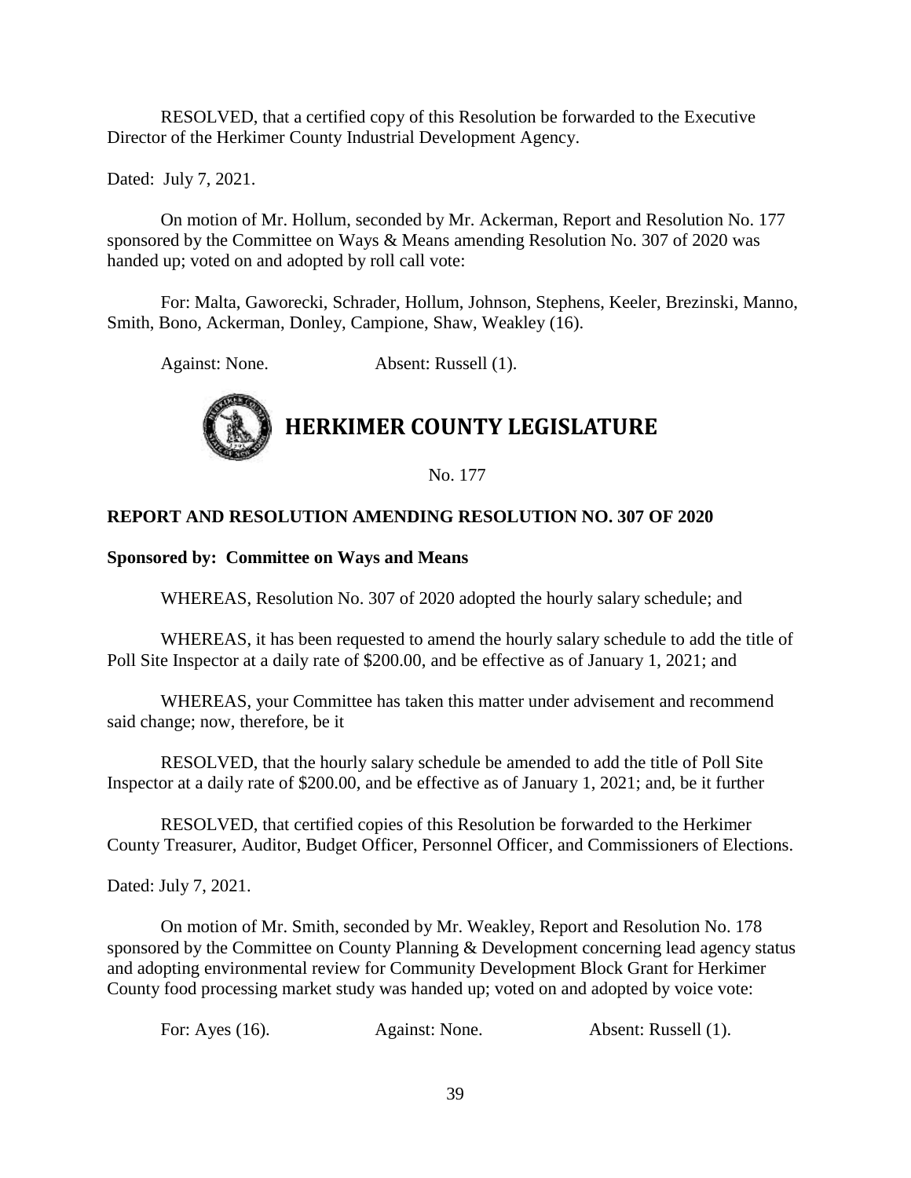RESOLVED, that a certified copy of this Resolution be forwarded to the Executive Director of the Herkimer County Industrial Development Agency.

Dated: July 7, 2021.

On motion of Mr. Hollum, seconded by Mr. Ackerman, Report and Resolution No. 177 sponsored by the Committee on Ways & Means amending Resolution No. 307 of 2020 was handed up; voted on and adopted by roll call vote:

For: Malta, Gaworecki, Schrader, Hollum, Johnson, Stephens, Keeler, Brezinski, Manno, Smith, Bono, Ackerman, Donley, Campione, Shaw, Weakley (16).

Against: None. Absent: Russell (1).

# HERKIMER COUNTY LEGISLATURE

No. 177

**REPORT AND RESOLUTION AMENDING RESOLUTION NO. 307 OF 2020**

**Sponsored by: Committee on Ways and Means**

WHEREAS, Resolution No. 307 of 2020 adopted the hourly salary schedule; and

WHEREAS, it has been requested to amend the hourly salary schedule to add the title of Poll Site Inspector at a daily rate of $200.00, and be effective as of January 1, 2021; and

WHEREAS, your Committee has taken this matter under advisement and recommend said change; now, therefore, be it

RESOLVED, that the hourly salary schedule be amended to add the title of Poll Site Inspector at a daily rate of $200.00, and be effective as of January 1, 2021; and, be it further

RESOLVED, that certified copies of this Resolution be forwarded to the Herkimer County Treasurer, Auditor, Budget Officer, Personnel Officer, and Commissioners of Elections.

Dated: July 7, 2021.

On motion of Mr. Smith, seconded by Mr. Weakley, Report and Resolution No. 178 sponsored by the Committee on County Planning & Development concerning lead agency status and adopting environmental review for Community Development Block Grant for Herkimer County food processing market study was handed up; voted on and adopted by voice vote:

For: Ayes (16). Against: None. Absent: Russell (1).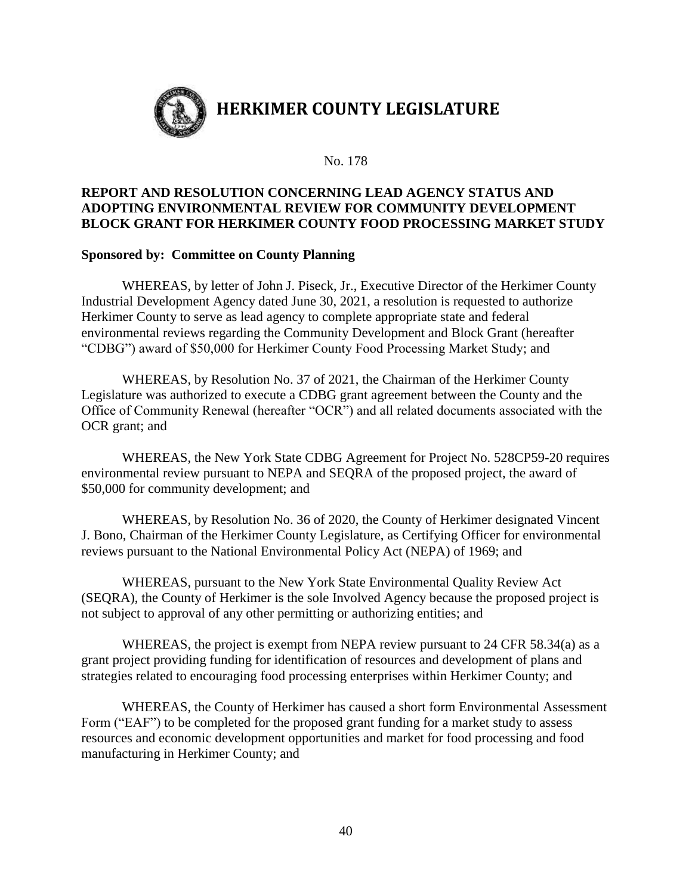# HERKIMER COUNTY LEGISLATURE

No. 178

**REPORT AND RESOLUTION CONCERNING LEAD AGENCY STATUS AND ADOPTING ENVIRONMENTAL REVIEW FOR COMMUNITY DEVELOPMENT BLOCK GRANT FOR HERKIMER COUNTY FOOD PROCESSING MARKET STUDY**

**Sponsored by: Committee on County Planning**

WHEREAS, by letter of John J. Piseck, Jr., Executive Director of the Herkimer County Industrial Development Agency dated June 30, 2021, a resolution is requested to authorize Herkimer County to serve as lead agency to complete appropriate state and federal environmental reviews regarding the Community Development and Block Grant (hereafter "CDBG") award of $50,000 for Herkimer County Food Processing Market Study; and

WHEREAS, by Resolution No. 37 of 2021, the Chairman of the Herkimer County Legislature was authorized to execute a CDBG grant agreement between the County and the Office of Community Renewal (hereafter "OCR") and all related documents associated with the OCR grant; and

WHEREAS, the New York State CDBG Agreement for Project No. 528CP59-20 requires environmental review pursuant to NEPA and SEQRA of the proposed project, the award of $50,000 for community development; and

WHEREAS, by Resolution No. 36 of 2020, the County of Herkimer designated Vincent J. Bono, Chairman of the Herkimer County Legislature, as Certifying Officer for environmental reviews pursuant to the National Environmental Policy Act (NEPA) of 1969; and

WHEREAS, pursuant to the New York State Environmental Quality Review Act (SEQRA), the County of Herkimer is the sole Involved Agency because the proposed project is not subject to approval of any other permitting or authorizing entities; and

WHEREAS, the project is exempt from NEPA review pursuant to 24 CFR 58.34(a) as a grant project providing funding for identification of resources and development of plans and strategies related to encouraging food processing enterprises within Herkimer County; and

WHEREAS, the County of Herkimer has caused a short form Environmental Assessment Form ("EAF") to be completed for the proposed grant funding for a market study to assess resources and economic development opportunities and market for food processing and food manufacturing in Herkimer County; and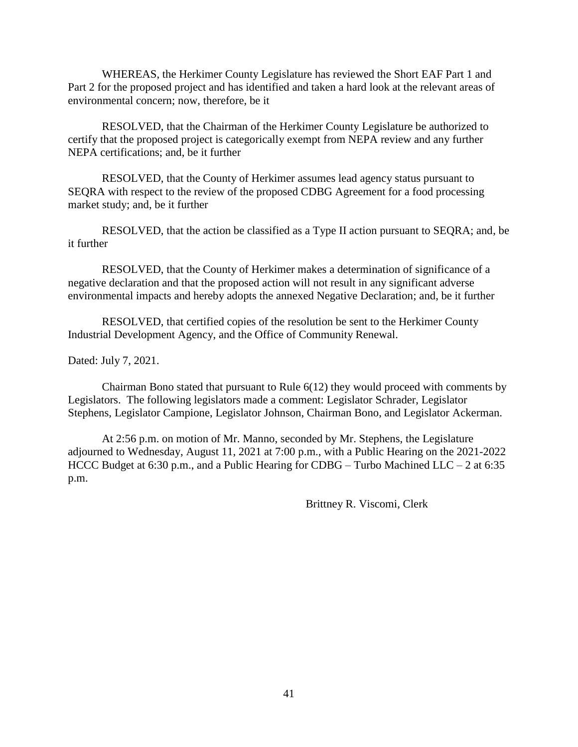WHEREAS, the Herkimer County Legislature has reviewed the Short EAF Part 1 and Part 2 for the proposed project and has identified and taken a hard look at the relevant areas of environmental concern; now, therefore, be it

RESOLVED, that the Chairman of the Herkimer County Legislature be authorized to certify that the proposed project is categorically exempt from NEPA review and any further NEPA certifications; and, be it further

RESOLVED, that the County of Herkimer assumes lead agency status pursuant to SEQRA with respect to the review of the proposed CDBG Agreement for a food processing market study; and, be it further

RESOLVED, that the action be classified as a Type II action pursuant to SEQRA; and, be it further

RESOLVED, that the County of Herkimer makes a determination of significance of a negative declaration and that the proposed action will not result in any significant adverse environmental impacts and hereby adopts the annexed Negative Declaration; and, be it further

RESOLVED, that certified copies of the resolution be sent to the Herkimer County Industrial Development Agency, and the Office of Community Renewal.

Dated: July 7, 2021.

Chairman Bono stated that pursuant to Rule 6(12) they would proceed with comments by Legislators. The following legislators made a comment: Legislator Schrader, Legislator Stephens, Legislator Campione, Legislator Johnson, Chairman Bono, and Legislator Ackerman.

At 2:56 p.m. on motion of Mr. Manno, seconded by Mr. Stephens, the Legislature adjourned to Wednesday, August 11, 2021 at 7:00 p.m., with a Public Hearing on the 2021-2022 HCCC Budget at 6:30 p.m., and a Public Hearing for CDBG – Turbo Machined LLC – 2 at 6:35 p.m.

Brittney R. Viscomi, Clerk